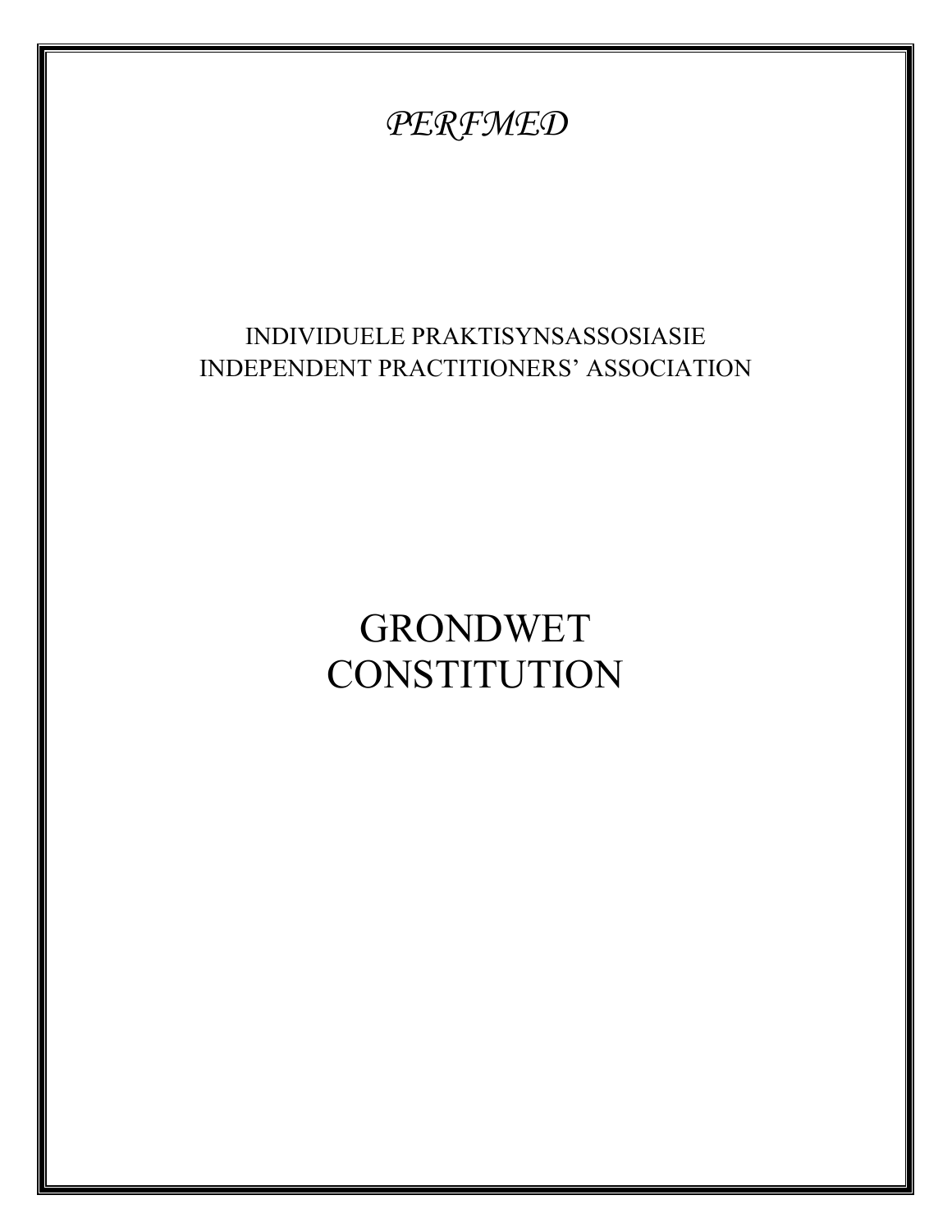*PERFMED*

INDIVIDUELE PRAKTISYNSASSOSIASIE
INDEPENDENT PRACTITIONERS' ASSOCIATION

# GRONDWET
# CONSTITUTION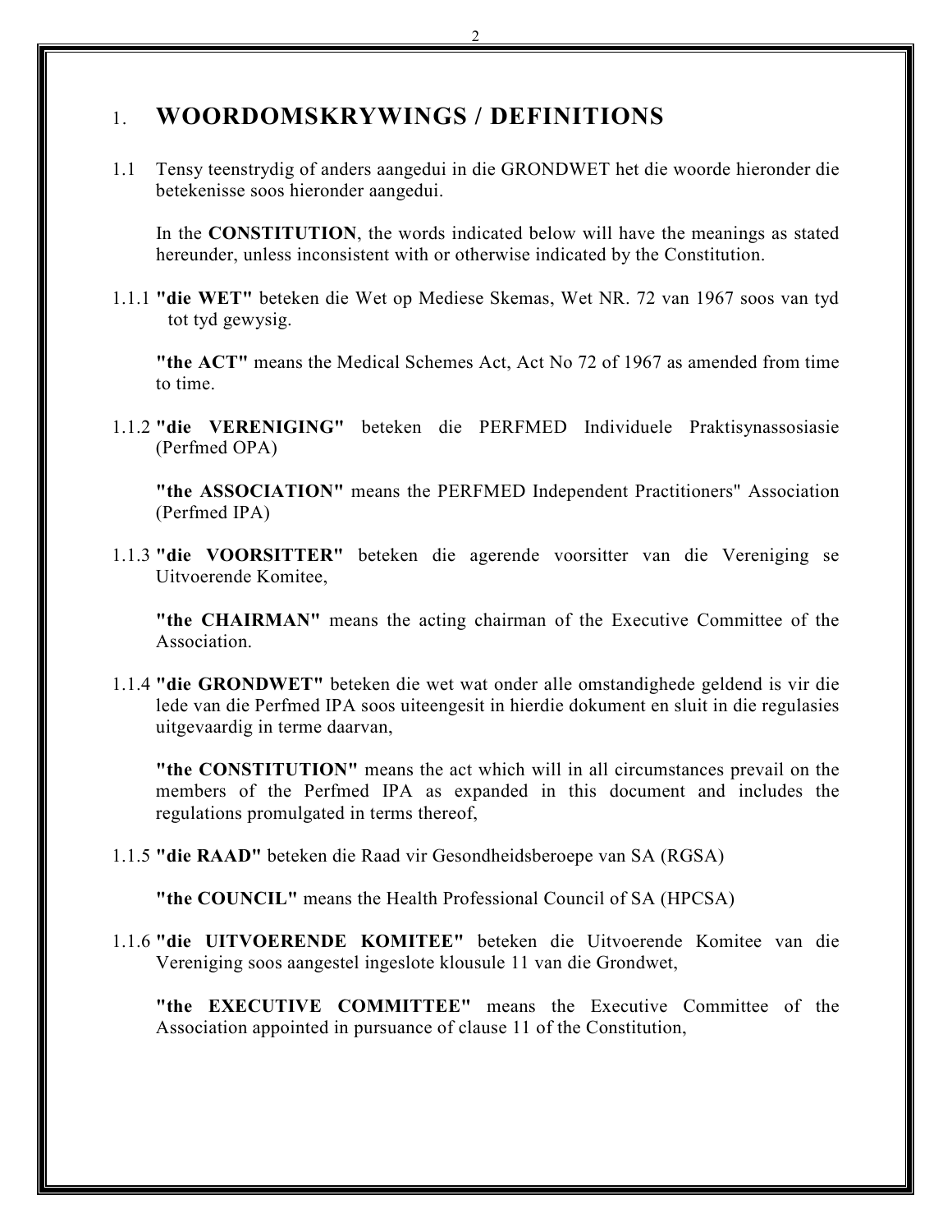# 1. WOORDOMSKRYWINGS / DEFINITIONS

1.1 Tensy teenstrydig of anders aangedui in die GRONDWET het die woorde hieronder die betekenisse soos hieronder aangedui.

In the **CONSTITUTION**, the words indicated below will have the meanings as stated hereunder, unless inconsistent with or otherwise indicated by the Constitution.

1.1.1 **"die WET"** beteken die Wet op Mediese Skemas, Wet NR. 72 van 1967 soos van tyd tot tyd gewysig.

**"the ACT"** means the Medical Schemes Act, Act No 72 of 1967 as amended from time to time.

1.1.2 **"die VERENIGING"** beteken die PERFMED Individuele Praktisynassosiasie (Perfmed OPA)

**"the ASSOCIATION"** means the PERFMED Independent Practitioners" Association (Perfmed IPA)

1.1.3 **"die VOORSITTER"** beteken die agerende voorsitter van die Vereniging se Uitvoerende Komitee,

**"the CHAIRMAN"** means the acting chairman of the Executive Committee of the Association.

1.1.4 **"die GRONDWET"** beteken die wet wat onder alle omstandighede geldend is vir die lede van die Perfmed IPA soos uiteengesit in hierdie dokument en sluit in die regulasies uitgevaardig in terme daarvan,

**"the CONSTITUTION"** means the act which will in all circumstances prevail on the members of the Perfmed IPA as expanded in this document and includes the regulations promulgated in terms thereof,

1.1.5 **"die RAAD"** beteken die Raad vir Gesondheidsberoepe van SA (RGSA)

**"the COUNCIL"** means the Health Professional Council of SA (HPCSA)

1.1.6 **"die UITVOERENDE KOMITEE"** beteken die Uitvoerende Komitee van die Vereniging soos aangestel ingeslote klousule 11 van die Grondwet,

**"the EXECUTIVE COMMITTEE"** means the Executive Committee of the Association appointed in pursuance of clause 11 of the Constitution,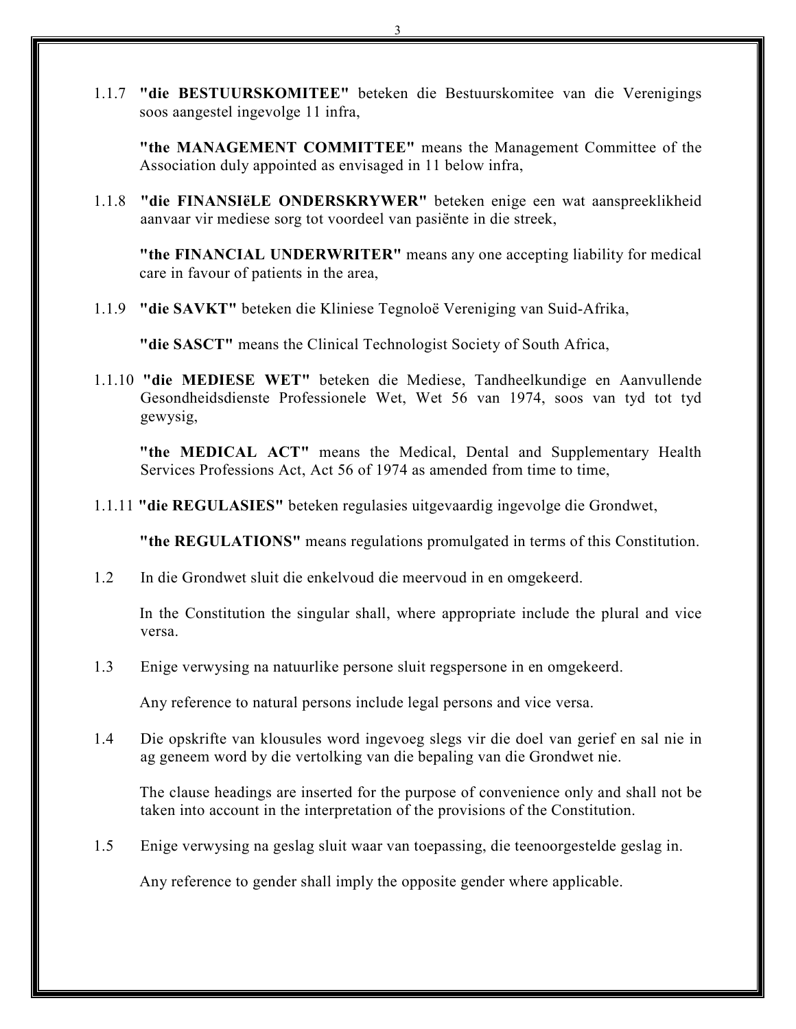1.1.7 **"die BESTUURSKOMITEE"** beteken die Bestuurskomitee van die Verenigings soos aangestel ingevolge 11 infra,

**"the MANAGEMENT COMMITTEE"** means the Management Committee of the Association duly appointed as envisaged in 11 below infra,

1.1.8 **"die FINANSIëLE ONDERSKRYWER"** beteken enige een wat aanspreeklikheid aanvaar vir mediese sorg tot voordeel van pasiënte in die streek,

**"the FINANCIAL UNDERWRITER"** means any one accepting liability for medical care in favour of patients in the area,

1.1.9 **"die SAVKT"** beteken die Kliniese Tegnoloë Vereniging van Suid-Afrika,

**"die SASCT"** means the Clinical Technologist Society of South Africa,

1.1.10 **"die MEDIESE WET"** beteken die Mediese, Tandheelkundige en Aanvullende Gesondheidsdienste Professionele Wet, Wet 56 van 1974, soos van tyd tot tyd gewysig,

**"the MEDICAL ACT"** means the Medical, Dental and Supplementary Health Services Professions Act, Act 56 of 1974 as amended from time to time,

1.1.11 **"die REGULASIES"** beteken regulasies uitgevaardig ingevolge die Grondwet,

**"the REGULATIONS"** means regulations promulgated in terms of this Constitution.

1.2 In die Grondwet sluit die enkelvoud die meervoud in en omgekeerd.

In the Constitution the singular shall, where appropriate include the plural and vice versa.

1.3 Enige verwysing na natuurlike persone sluit regspersone in en omgekeerd.

Any reference to natural persons include legal persons and vice versa.

1.4 Die opskrifte van klousules word ingevoeg slegs vir die doel van gerief en sal nie in ag geneem word by die vertolking van die bepaling van die Grondwet nie.

The clause headings are inserted for the purpose of convenience only and shall not be taken into account in the interpretation of the provisions of the Constitution.

1.5 Enige verwysing na geslag sluit waar van toepassing, die teenoorgestelde geslag in.

Any reference to gender shall imply the opposite gender where applicable.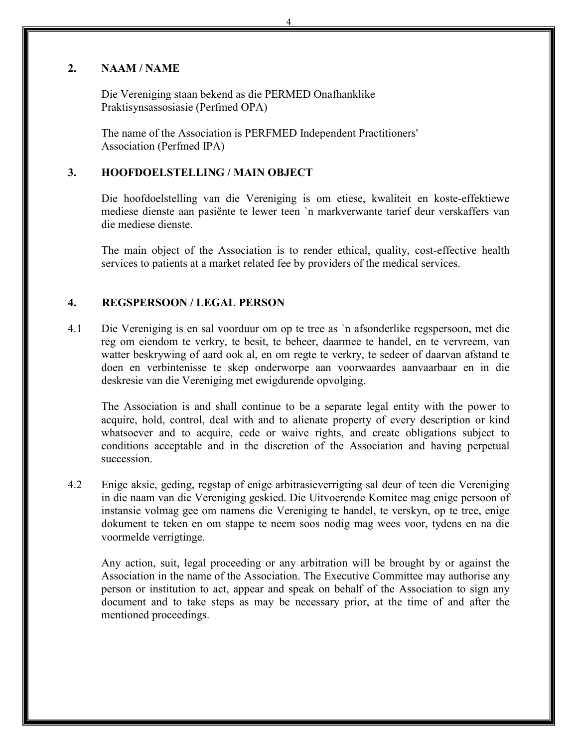## 2. NAAM / NAME

Die Vereniging staan bekend as die PERMED Onafhanklike Praktisynsassosiasie (Perfmed OPA)

The name of the Association is PERFMED Independent Practitioners' Association (Perfmed IPA)

## 3. HOOFDOELSTELLING / MAIN OBJECT

Die hoofdoelstelling van die Vereniging is om etiese, kwaliteit en koste-effektiewe mediese dienste aan pasiënte te lewer teen `n markverwante tarief deur verskaffers van die mediese dienste.

The main object of the Association is to render ethical, quality, cost-effective health services to patients at a market related fee by providers of the medical services.

## 4. REGSPERSOON / LEGAL PERSON

4.1 Die Vereniging is en sal voorduur om op te tree as `n afsonderlike regspersoon, met die reg om eiendom te verkry, te besit, te beheer, daarmee te handel, en te vervreem, van watter beskrywing of aard ook al, en om regte te verkry, te sedeer of daarvan afstand te doen en verbintenisse te skep onderworpe aan voorwaardes aanvaarbaar en in die deskresie van die Vereniging met ewigdurende opvolging.

The Association is and shall continue to be a separate legal entity with the power to acquire, hold, control, deal with and to alienate property of every description or kind whatsoever and to acquire, cede or waive rights, and create obligations subject to conditions acceptable and in the discretion of the Association and having perpetual succession.

4.2 Enige aksie, geding, regstap of enige arbitrasieverrigting sal deur of teen die Vereniging in die naam van die Vereniging geskied. Die Uitvoerende Komitee mag enige persoon of instansie volmag gee om namens die Vereniging te handel, te verskyn, op te tree, enige dokument te teken en om stappe te neem soos nodig mag wees voor, tydens en na die voormelde verrigtinge.

Any action, suit, legal proceeding or any arbitration will be brought by or against the Association in the name of the Association. The Executive Committee may authorise any person or institution to act, appear and speak on behalf of the Association to sign any document and to take steps as may be necessary prior, at the time of and after the mentioned proceedings.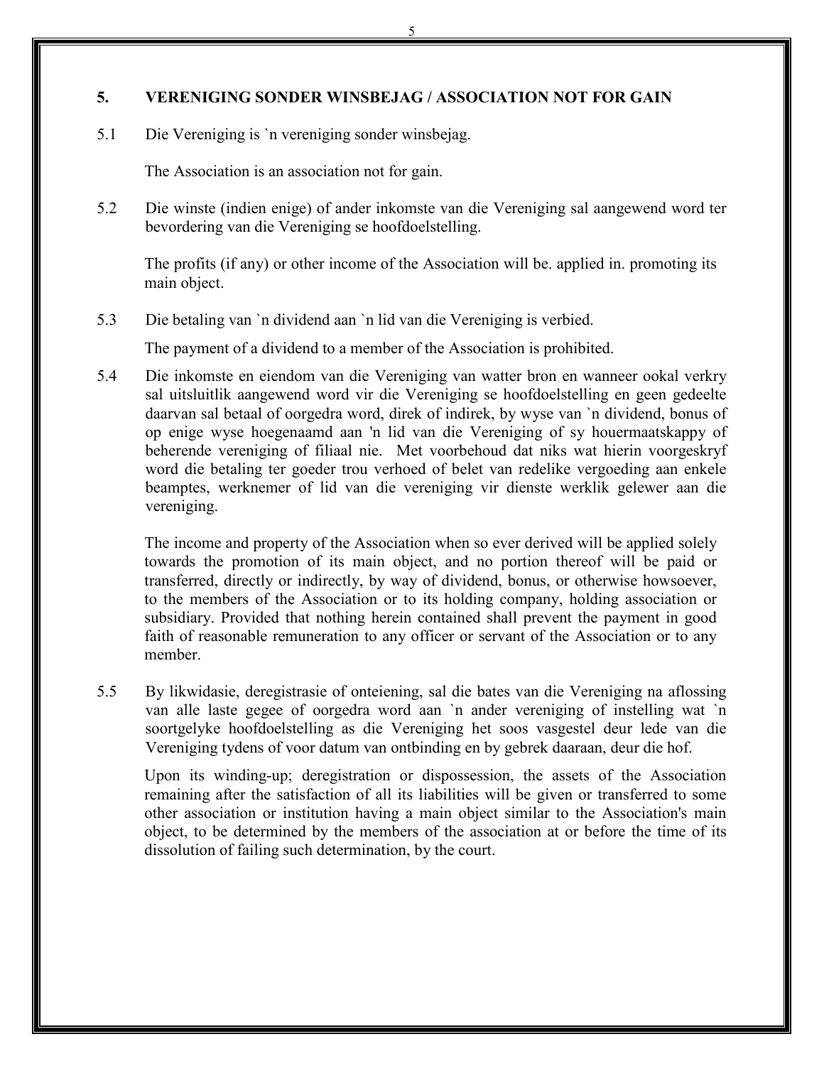## 5. VERENIGING SONDER WINSBEJAG / ASSOCIATION NOT FOR GAIN

5.1 Die Vereniging is `n vereniging sonder winsbejag.

The Association is an association not for gain.

5.2 Die winste (indien enige) of ander inkomste van die Vereniging sal aangewend word ter bevordering van die Vereniging se hoofdoelstelling.

The profits (if any) or other income of the Association will be. applied in. promoting its main object.

5.3 Die betaling van `n dividend aan `n lid van die Vereniging is verbied.

The payment of a dividend to a member of the Association is prohibited.

5.4 Die inkomste en eiendom van die Vereniging van watter bron en wanneer ookal verkry sal uitsluitlik aangewend word vir die Vereniging se hoofdoelstelling en geen gedeelte daarvan sal betaal of oorgedra word, direk of indirek, by wyse van `n dividend, bonus of op enige wyse hoegenaamd aan 'n lid van die Vereniging of sy houermaatskappy of beherende vereniging of filiaal nie. Met voorbehoud dat niks wat hierin voorgeskryf word die betaling ter goeder trou verhoed of belet van redelike vergoeding aan enkele beamptes, werknemer of lid van die vereniging vir dienste werklik gelewer aan die vereniging.

The income and property of the Association when so ever derived will be applied solely towards the promotion of its main object, and no portion thereof will be paid or transferred, directly or indirectly, by way of dividend, bonus, or otherwise howsoever, to the members of the Association or to its holding company, holding association or subsidiary. Provided that nothing herein contained shall prevent the payment in good faith of reasonable remuneration to any officer or servant of the Association or to any member.

5.5 By likwidasie, deregistrasie of onteiening, sal die bates van die Vereniging na aflossing van alle laste gegee of oorgedra word aan `n ander vereniging of instelling wat `n soortgelyke hoofdoelstelling as die Vereniging het soos vasgestel deur lede van die Vereniging tydens of voor datum van ontbinding en by gebrek daaraan, deur die hof.

Upon its winding-up; deregistration or dispossession, the assets of the Association remaining after the satisfaction of all its liabilities will be given or transferred to some other association or institution having a main object similar to the Association's main object, to be determined by the members of the association at or before the time of its dissolution of failing such determination, by the court.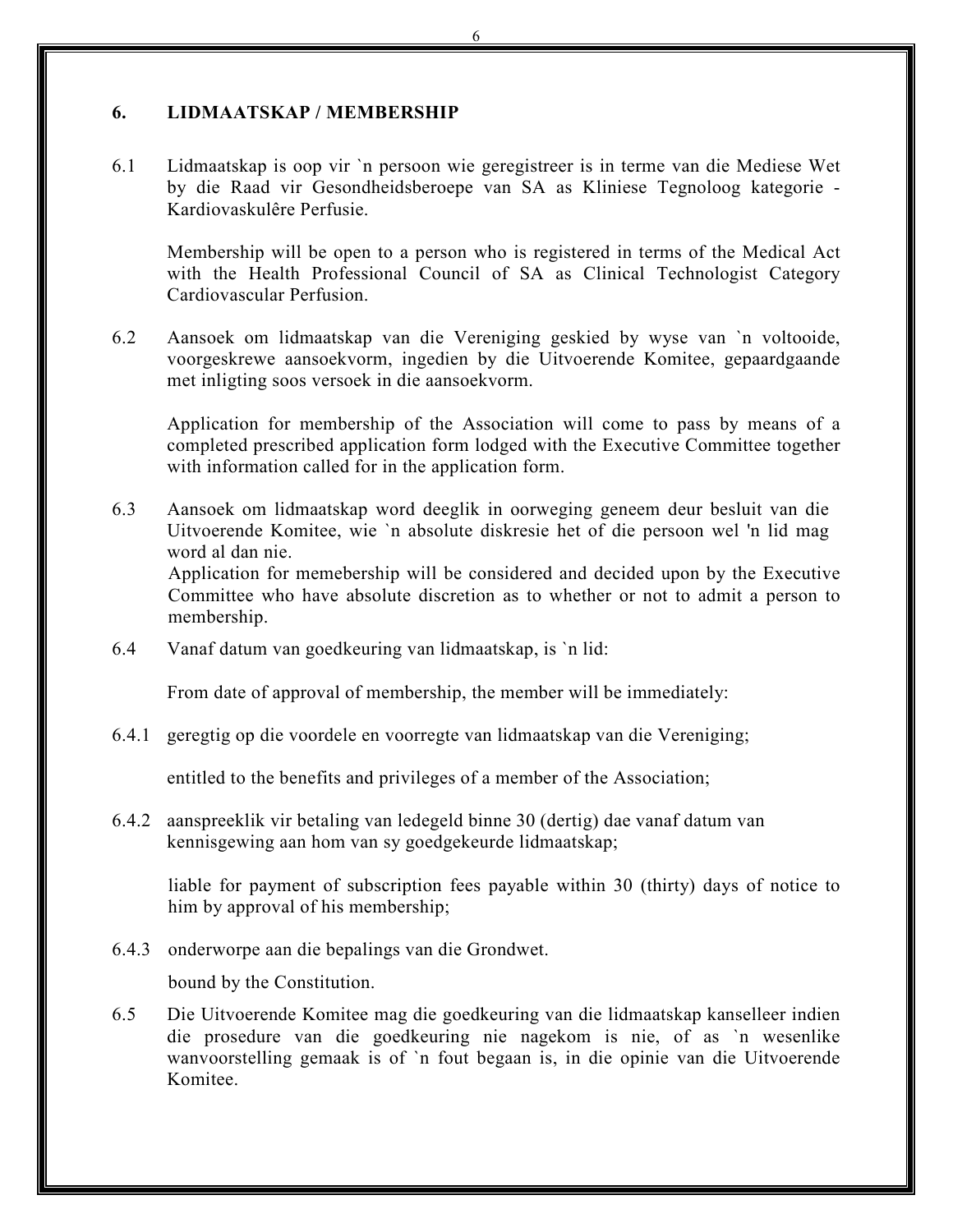## 6. LIDMAATSKAP / MEMBERSHIP

6.1 Lidmaatskap is oop vir `n persoon wie geregistreer is in terme van die Mediese Wet by die Raad vir Gesondheidsberoepe van SA as Kliniese Tegnoloog kategorie - Kardiovaskulêre Perfusie.

Membership will be open to a person who is registered in terms of the Medical Act with the Health Professional Council of SA as Clinical Technologist Category Cardiovascular Perfusion.

6.2 Aansoek om lidmaatskap van die Vereniging geskied by wyse van `n voltooide, voorgeskrewe aansoekvorm, ingedien by die Uitvoerende Komitee, gepaardgaande met inligting soos versoek in die aansoekvorm.

Application for membership of the Association will come to pass by means of a completed prescribed application form lodged with the Executive Committee together with information called for in the application form.

6.3 Aansoek om lidmaatskap word deeglik in oorweging geneem deur besluit van die Uitvoerende Komitee, wie `n absolute diskresie het of die persoon wel 'n lid mag word al dan nie.
Application for memebership will be considered and decided upon by the Executive Committee who have absolute discretion as to whether or not to admit a person to membership.

6.4 Vanaf datum van goedkeuring van lidmaatskap, is `n lid:

From date of approval of membership, the member will be immediately:

6.4.1 geregtig op die voordele en voorregte van lidmaatskap van die Vereniging;

entitled to the benefits and privileges of a member of the Association;

6.4.2 aanspreeklik vir betaling van ledegeld binne 30 (dertig) dae vanaf datum van kennisgewing aan hom van sy goedgekeurde lidmaatskap;

liable for payment of subscription fees payable within 30 (thirty) days of notice to him by approval of his membership;

6.4.3 onderworpe aan die bepalings van die Grondwet.

bound by the Constitution.

6.5 Die Uitvoerende Komitee mag die goedkeuring van die lidmaatskap kanselleer indien die prosedure van die goedkeuring nie nagekom is nie, of as `n wesenlike wanvoorstelling gemaak is of `n fout begaan is, in die opinie van die Uitvoerende Komitee.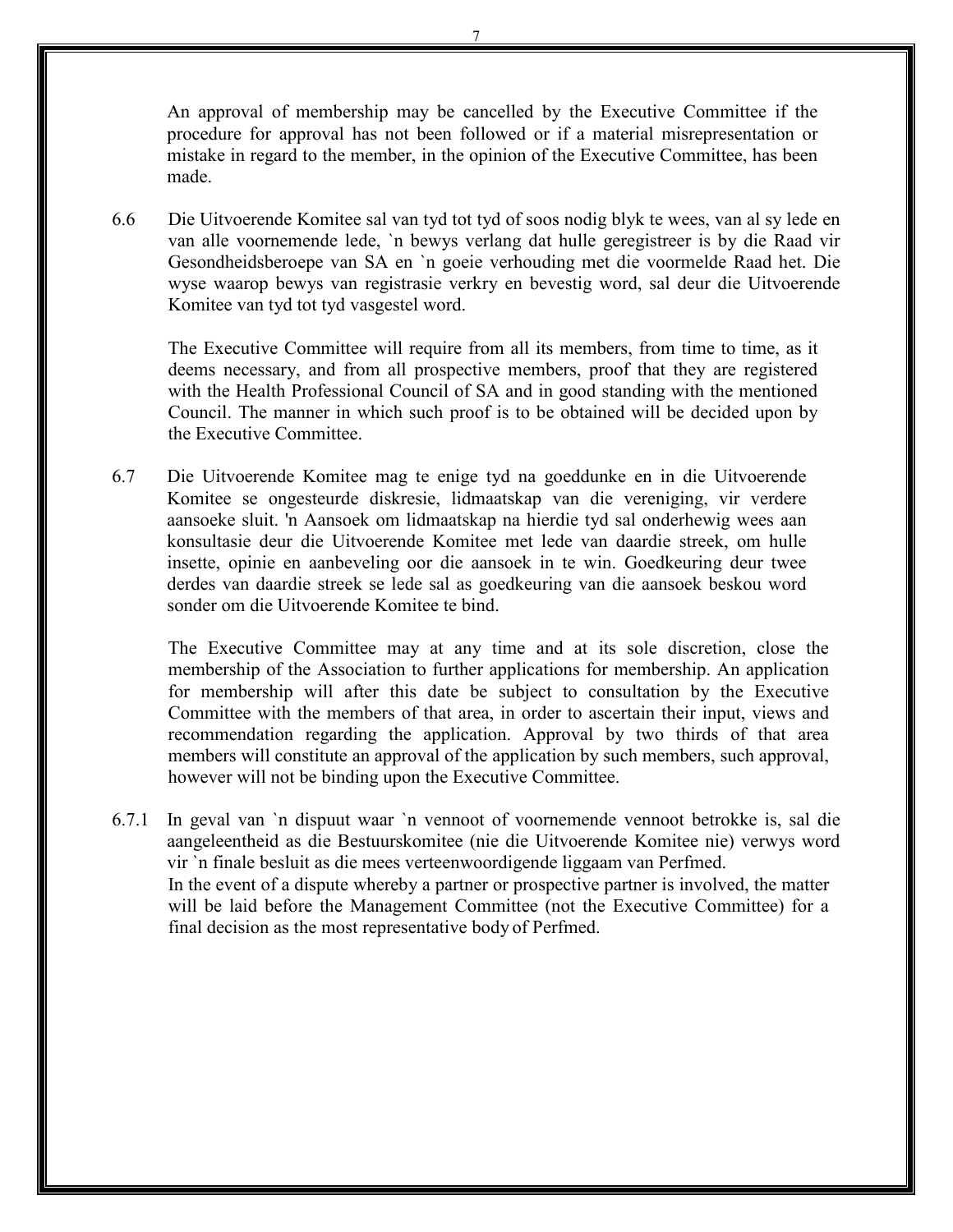An approval of membership may be cancelled by the Executive Committee if the procedure for approval has not been followed or if a material misrepresentation or mistake in regard to the member, in the opinion of the Executive Committee, has been made.

6.6 Die Uitvoerende Komitee sal van tyd tot tyd of soos nodig blyk te wees, van al sy lede en van alle voornemende lede, `n bewys verlang dat hulle geregistreer is by die Raad vir Gesondheidsberoepe van SA en `n goeie verhouding met die voormelde Raad het. Die wyse waarop bewys van registrasie verkry en bevestig word, sal deur die Uitvoerende Komitee van tyd tot tyd vasgestel word.

The Executive Committee will require from all its members, from time to time, as it deems necessary, and from all prospective members, proof that they are registered with the Health Professional Council of SA and in good standing with the mentioned Council. The manner in which such proof is to be obtained will be decided upon by the Executive Committee.

6.7 Die Uitvoerende Komitee mag te enige tyd na goeddunke en in die Uitvoerende Komitee se ongesteurde diskresie, lidmaatskap van die vereniging, vir verdere aansoeke sluit. 'n Aansoek om lidmaatskap na hierdie tyd sal onderhewig wees aan konsultasie deur die Uitvoerende Komitee met lede van daardie streek, om hulle insette, opinie en aanbeveling oor die aansoek in te win. Goedkeuring deur twee derdes van daardie streek se lede sal as goedkeuring van die aansoek beskou word sonder om die Uitvoerende Komitee te bind.

The Executive Committee may at any time and at its sole discretion, close the membership of the Association to further applications for membership. An application for membership will after this date be subject to consultation by the Executive Committee with the members of that area, in order to ascertain their input, views and recommendation regarding the application. Approval by two thirds of that area members will constitute an approval of the application by such members, such approval, however will not be binding upon the Executive Committee.

6.7.1 In geval van `n dispuut waar `n vennoot of voornemende vennoot betrokke is, sal die aangeleentheid as die Bestuurskomitee (nie die Uitvoerende Komitee nie) verwys word vir `n finale besluit as die mees verteenwoordigende liggaam van Perfmed.
In the event of a dispute whereby a partner or prospective partner is involved, the matter will be laid before the Management Committee (not the Executive Committee) for a final decision as the most representative body of Perfmed.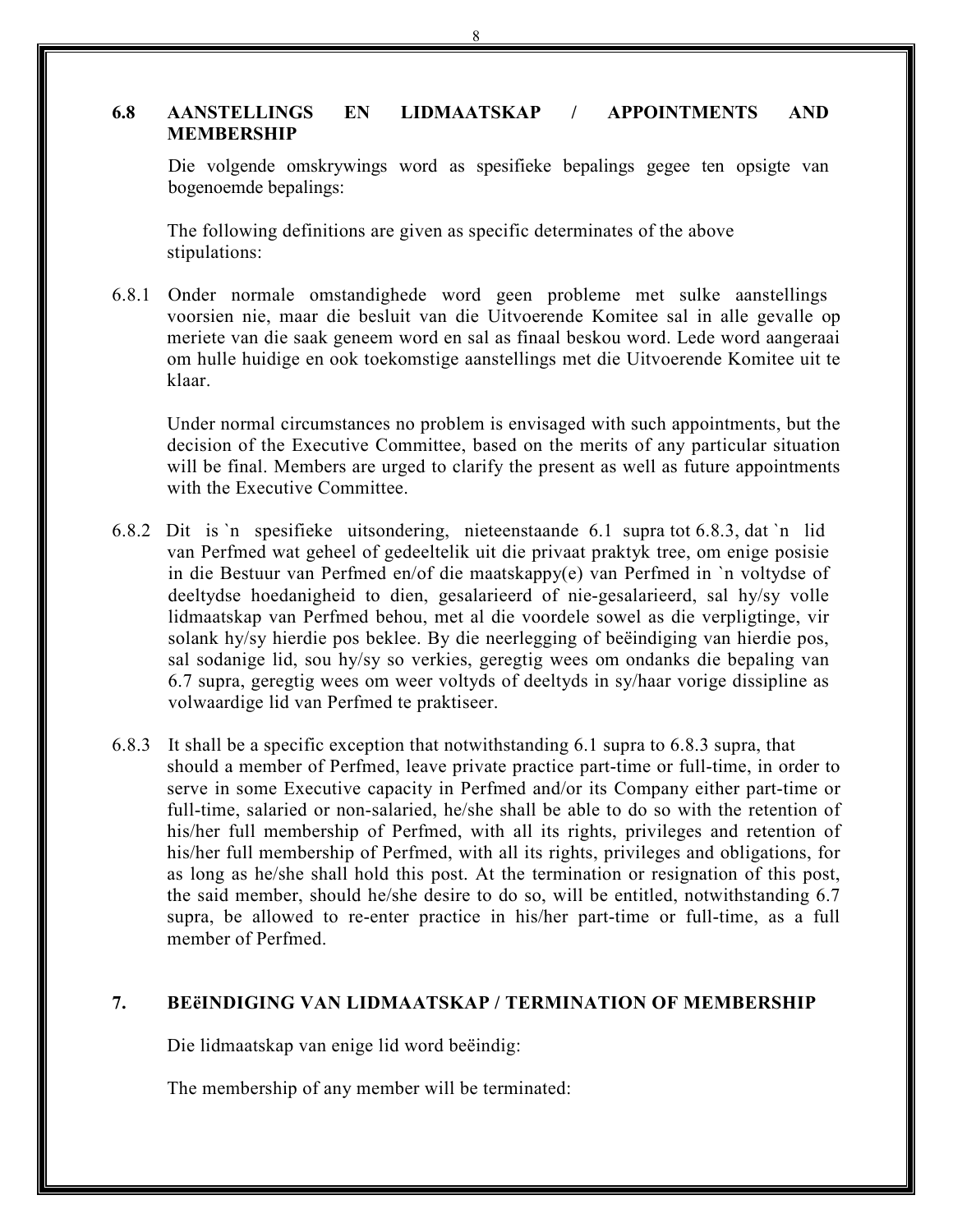## 6.8 AANSTELLINGS EN LIDMAATSKAP / APPOINTMENTS AND MEMBERSHIP

Die volgende omskrywings word as spesifieke bepalings gegee ten opsigte van bogenoemde bepalings:

The following definitions are given as specific determinates of the above stipulations:

6.8.1 Onder normale omstandighede word geen probleme met sulke aanstellings voorsien nie, maar die besluit van die Uitvoerende Komitee sal in alle gevalle op meriete van die saak geneem word en sal as finaal beskou word. Lede word aangeraai om hulle huidige en ook toekomstige aanstellings met die Uitvoerende Komitee uit te klaar.

Under normal circumstances no problem is envisaged with such appointments, but the decision of the Executive Committee, based on the merits of any particular situation will be final. Members are urged to clarify the present as well as future appointments with the Executive Committee.

6.8.2 Dit is `n spesifieke uitsondering, nieteenstaande 6.1 supra tot 6.8.3, dat `n lid van Perfmed wat geheel of gedeeltelik uit die privaat praktyk tree, om enige posisie in die Bestuur van Perfmed en/of die maatskappy(e) van Perfmed in `n voltydse of deeltydse hoedanigheid to dien, gesalarieerd of nie-gesalarieerd, sal hy/sy volle lidmaatskap van Perfmed behou, met al die voordele sowel as die verpligtinge, vir solank hy/sy hierdie pos beklee. By die neerlegging of beëindiging van hierdie pos, sal sodanige lid, sou hy/sy so verkies, geregtig wees om ondanks die bepaling van 6.7 supra, geregtig wees om weer voltyds of deeltyds in sy/haar vorige dissipline as volwaardige lid van Perfmed te praktiseer.

6.8.3 It shall be a specific exception that notwithstanding 6.1 supra to 6.8.3 supra, that should a member of Perfmed, leave private practice part-time or full-time, in order to serve in some Executive capacity in Perfmed and/or its Company either part-time or full-time, salaried or non-salaried, he/she shall be able to do so with the retention of his/her full membership of Perfmed, with all its rights, privileges and retention of his/her full membership of Perfmed, with all its rights, privileges and obligations, for as long as he/she shall hold this post. At the termination or resignation of this post, the said member, should he/she desire to do so, will be entitled, notwithstanding 6.7 supra, be allowed to re-enter practice in his/her part-time or full-time, as a full member of Perfmed.

## 7. BEëINDIGING VAN LIDMAATSKAP / TERMINATION OF MEMBERSHIP

Die lidmaatskap van enige lid word beëindig:

The membership of any member will be terminated: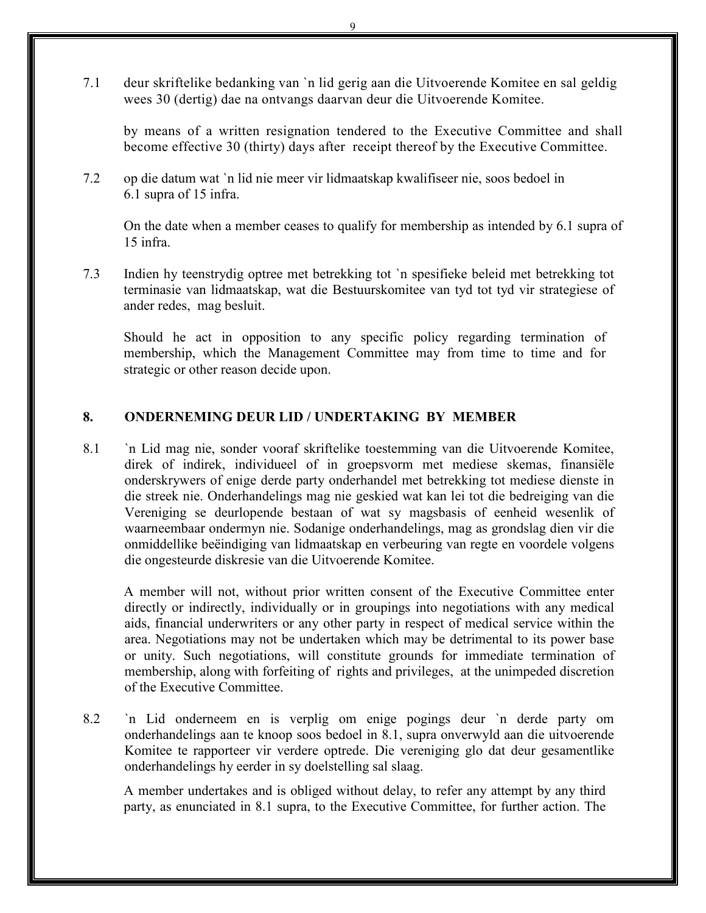7.1 deur skriftelike bedanking van `n lid gerig aan die Uitvoerende Komitee en sal geldig wees 30 (dertig) dae na ontvangs daarvan deur die Uitvoerende Komitee.

by means of a written resignation tendered to the Executive Committee and shall become effective 30 (thirty) days after receipt thereof by the Executive Committee.

7.2 op die datum wat `n lid nie meer vir lidmaatskap kwalifiseer nie, soos bedoel in 6.1 supra of 15 infra.

On the date when a member ceases to qualify for membership as intended by 6.1 supra of 15 infra.

7.3 Indien hy teenstrydig optree met betrekking tot `n spesifieke beleid met betrekking tot terminasie van lidmaatskap, wat die Bestuurskomitee van tyd tot tyd vir strategiese of ander redes, mag besluit.

Should he act in opposition to any specific policy regarding termination of membership, which the Management Committee may from time to time and for strategic or other reason decide upon.

## 8. ONDERNEMING DEUR LID / UNDERTAKING BY MEMBER

8.1 `n Lid mag nie, sonder vooraf skriftelike toestemming van die Uitvoerende Komitee, direk of indirek, individueel of in groepsvorm met mediese skemas, finansiële onderskrywers of enige derde party onderhandel met betrekking tot mediese dienste in die streek nie. Onderhandelings mag nie geskied wat kan lei tot die bedreiging van die Vereniging se deurlopende bestaan of wat sy magsbasis of eenheid wesenlik of waarneembaar ondermyn nie. Sodanige onderhandelings, mag as grondslag dien vir die onmiddellike beëindiging van lidmaatskap en verbeuring van regte en voordele volgens die ongesteurde diskresie van die Uitvoerende Komitee.

A member will not, without prior written consent of the Executive Committee enter directly or indirectly, individually or in groupings into negotiations with any medical aids, financial underwriters or any other party in respect of medical service within the area. Negotiations may not be undertaken which may be detrimental to its power base or unity. Such negotiations, will constitute grounds for immediate termination of membership, along with forfeiting of rights and privileges, at the unimpeded discretion of the Executive Committee.

8.2 `n Lid onderneem en is verplig om enige pogings deur `n derde party om onderhandelings aan te knoop soos bedoel in 8.1, supra onverwyld aan die uitvoerende Komitee te rapporteer vir verdere optrede. Die vereniging glo dat deur gesamentlike onderhandelings hy eerder in sy doelstelling sal slaag.

A member undertakes and is obliged without delay, to refer any attempt by any third party, as enunciated in 8.1 supra, to the Executive Committee, for further action. The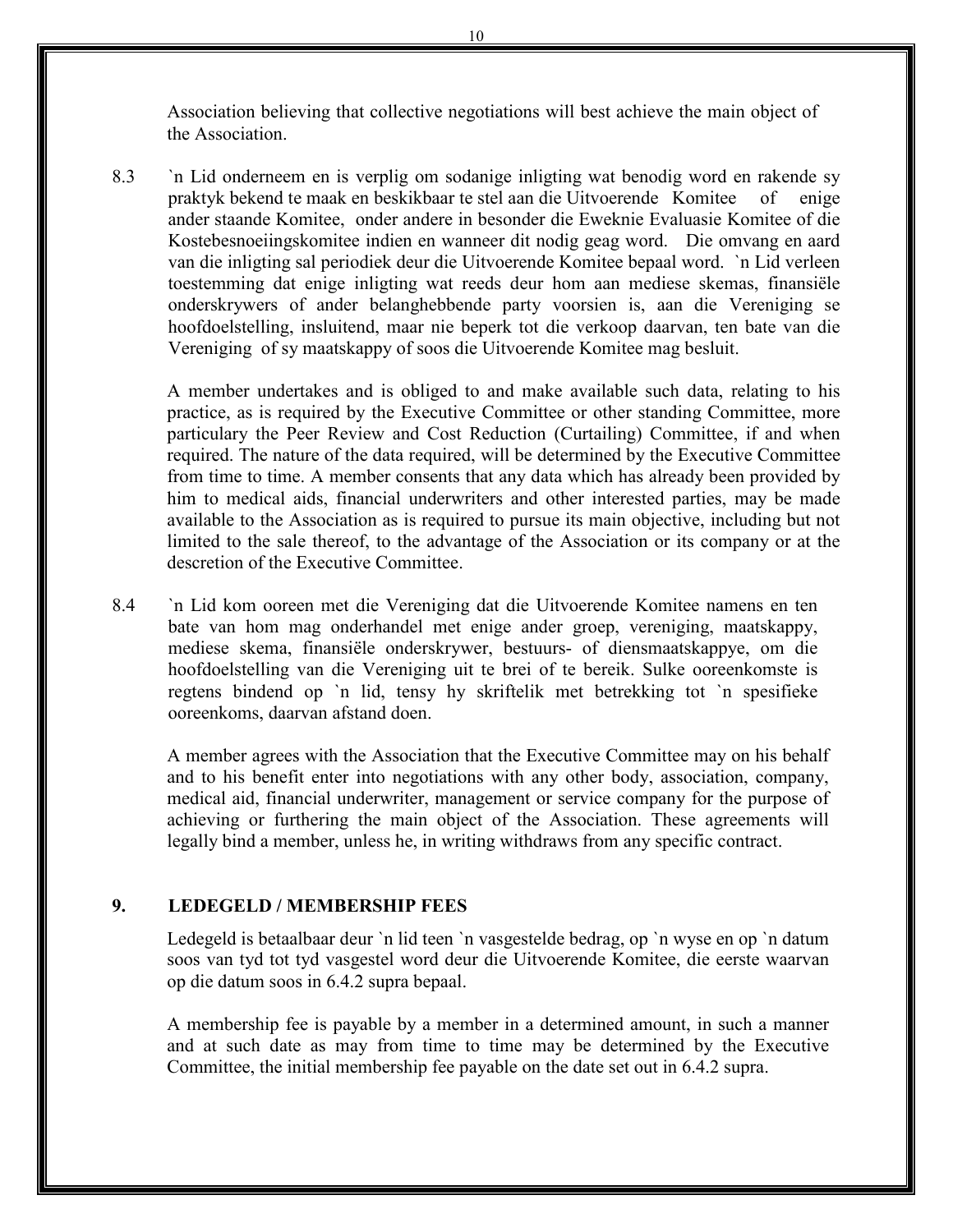Association believing that collective negotiations will best achieve the main object of the Association.

8.3 `n Lid onderneem en is verplig om sodanige inligting wat benodig word en rakende sy praktyk bekend te maak en beskikbaar te stel aan die Uitvoerende Komitee of enige ander staande Komitee, onder andere in besonder die Eweknie Evaluasie Komitee of die Kostebesnoeiingskomitee indien en wanneer dit nodig geag word. Die omvang en aard van die inligting sal periodiek deur die Uitvoerende Komitee bepaal word. `n Lid verleen toestemming dat enige inligting wat reeds deur hom aan mediese skemas, finansiële onderskrywers of ander belanghebbende party voorsien is, aan die Vereniging se hoofdoelstelling, insluitend, maar nie beperk tot die verkoop daarvan, ten bate van die Vereniging of sy maatskappy of soos die Uitvoerende Komitee mag besluit.

A member undertakes and is obliged to and make available such data, relating to his practice, as is required by the Executive Committee or other standing Committee, more particulary the Peer Review and Cost Reduction (Curtailing) Committee, if and when required. The nature of the data required, will be determined by the Executive Committee from time to time. A member consents that any data which has already been provided by him to medical aids, financial underwriters and other interested parties, may be made available to the Association as is required to pursue its main objective, including but not limited to the sale thereof, to the advantage of the Association or its company or at the descretion of the Executive Committee.

8.4 `n Lid kom ooreen met die Vereniging dat die Uitvoerende Komitee namens en ten bate van hom mag onderhandel met enige ander groep, vereniging, maatskappy, mediese skema, finansiële onderskrywer, bestuurs- of diensmaatskappye, om die hoofdoelstelling van die Vereniging uit te brei of te bereik. Sulke ooreenkomste is regtens bindend op `n lid, tensy hy skriftelik met betrekking tot `n spesifieke ooreenkoms, daarvan afstand doen.

A member agrees with the Association that the Executive Committee may on his behalf and to his benefit enter into negotiations with any other body, association, company, medical aid, financial underwriter, management or service company for the purpose of achieving or furthering the main object of the Association. These agreements will legally bind a member, unless he, in writing withdraws from any specific contract.

## 9. LEDEGELD / MEMBERSHIP FEES

Ledegeld is betaalbaar deur `n lid teen `n vasgestelde bedrag, op `n wyse en op `n datum soos van tyd tot tyd vasgestel word deur die Uitvoerende Komitee, die eerste waarvan op die datum soos in 6.4.2 supra bepaal.

A membership fee is payable by a member in a determined amount, in such a manner and at such date as may from time to time may be determined by the Executive Committee, the initial membership fee payable on the date set out in 6.4.2 supra.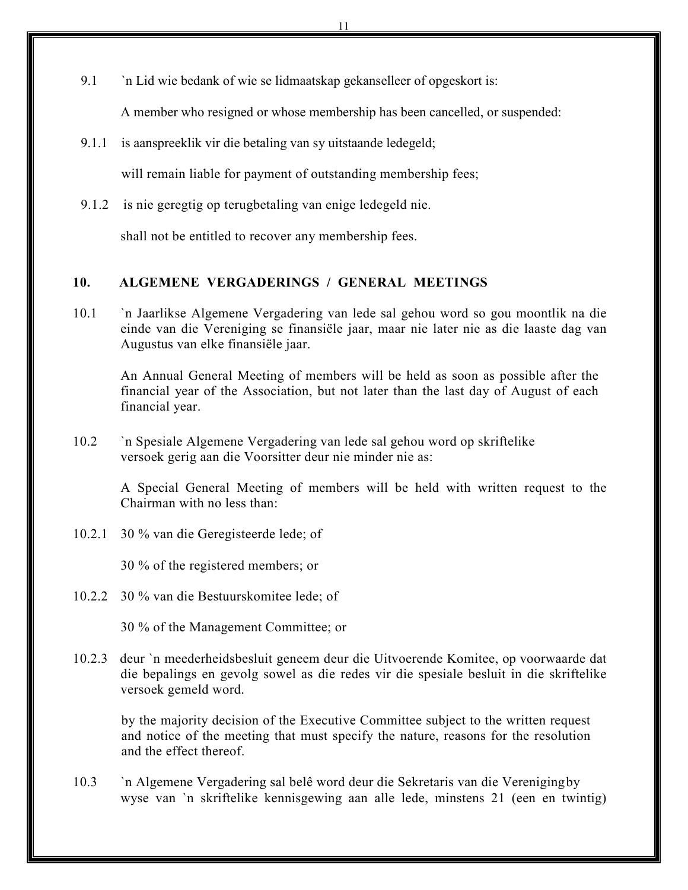9.1 `n Lid wie bedank of wie se lidmaatskap gekanselleer of opgeskort is:

A member who resigned or whose membership has been cancelled, or suspended:

9.1.1 is aanspreeklik vir die betaling van sy uitstaande ledegeld;

will remain liable for payment of outstanding membership fees;

9.1.2 is nie geregtig op terugbetaling van enige ledegeld nie.

shall not be entitled to recover any membership fees.

## 10. ALGEMENE VERGADERINGS / GENERAL MEETINGS

10.1 `n Jaarlikse Algemene Vergadering van lede sal gehou word so gou moontlik na die einde van die Vereniging se finansiële jaar, maar nie later nie as die laaste dag van Augustus van elke finansiële jaar.

An Annual General Meeting of members will be held as soon as possible after the financial year of the Association, but not later than the last day of August of each financial year.

10.2 `n Spesiale Algemene Vergadering van lede sal gehou word op skriftelike versoek gerig aan die Voorsitter deur nie minder nie as:

A Special General Meeting of members will be held with written request to the Chairman with no less than:

10.2.1 30 % van die Geregisteerde lede; of

30 % of the registered members; or

10.2.2 30 % van die Bestuurskomitee lede; of

30 % of the Management Committee; or

10.2.3 deur `n meederheidsbesluit geneem deur die Uitvoerende Komitee, op voorwaarde dat die bepalings en gevolg sowel as die redes vir die spesiale besluit in die skriftelike versoek gemeld word.

by the majority decision of the Executive Committee subject to the written request and notice of the meeting that must specify the nature, reasons for the resolution and the effect thereof.

10.3 `n Algemene Vergadering sal belê word deur die Sekretaris van die Vereniging by wyse van `n skriftelike kennisgewing aan alle lede, minstens 21 (een en twintig)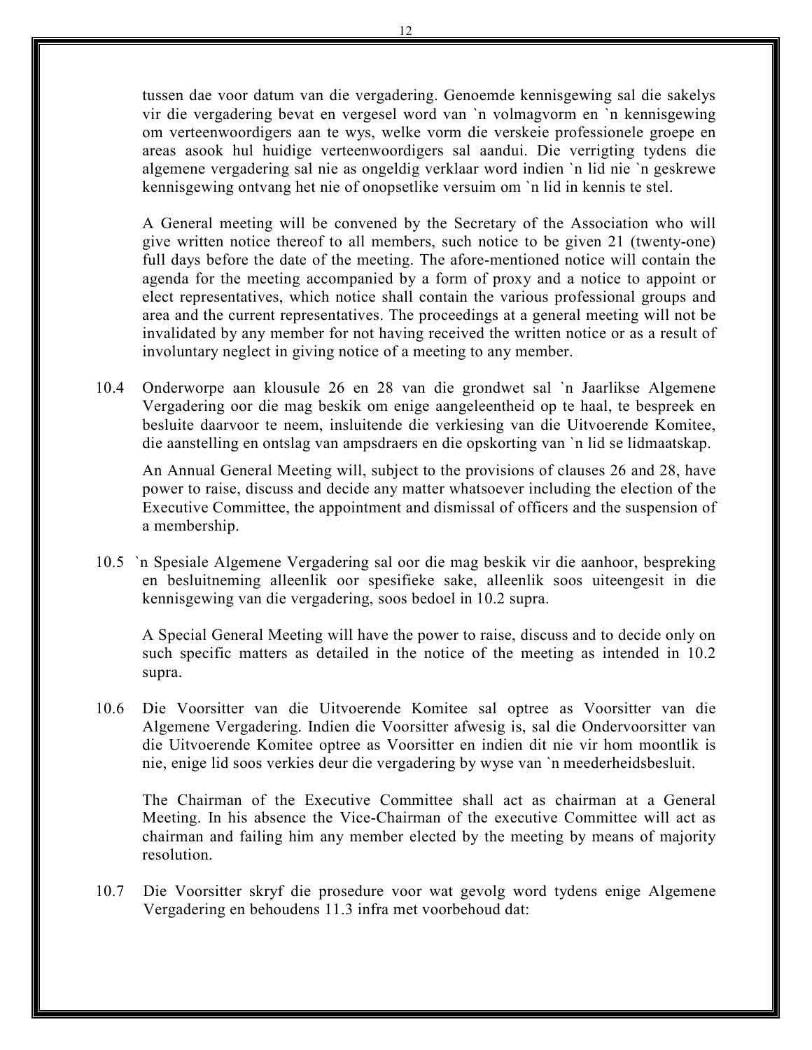tussen dae voor datum van die vergadering. Genoemde kennisgewing sal die sakelys vir die vergadering bevat en vergesel word van `n volmagvorm en `n kennisgewing om verteenwoordigers aan te wys, welke vorm die verskeie professionele groepe en areas asook hul huidige verteenwoordigers sal aandui. Die verrigting tydens die algemene vergadering sal nie as ongeldig verklaar word indien `n lid nie `n geskrewe kennisgewing ontvang het nie of onopsetlike versuim om `n lid in kennis te stel.

A General meeting will be convened by the Secretary of the Association who will give written notice thereof to all members, such notice to be given 21 (twenty-one) full days before the date of the meeting. The afore-mentioned notice will contain the agenda for the meeting accompanied by a form of proxy and a notice to appoint or elect representatives, which notice shall contain the various professional groups and area and the current representatives. The proceedings at a general meeting will not be invalidated by any member for not having received the written notice or as a result of involuntary neglect in giving notice of a meeting to any member.

10.4 Onderworpe aan klousule 26 en 28 van die grondwet sal `n Jaarlikse Algemene Vergadering oor die mag beskik om enige aangeleentheid op te haal, te bespreek en besluite daarvoor te neem, insluitende die verkiesing van die Uitvoerende Komitee, die aanstelling en ontslag van ampsdraers en die opskorting van `n lid se lidmaatskap.

An Annual General Meeting will, subject to the provisions of clauses 26 and 28, have power to raise, discuss and decide any matter whatsoever including the election of the Executive Committee, the appointment and dismissal of officers and the suspension of a membership.

10.5 `n Spesiale Algemene Vergadering sal oor die mag beskik vir die aanhoor, bespreking en besluitneming alleenlik oor spesifieke sake, alleenlik soos uiteengesit in die kennisgewing van die vergadering, soos bedoel in 10.2 supra.

A Special General Meeting will have the power to raise, discuss and to decide only on such specific matters as detailed in the notice of the meeting as intended in 10.2 supra.

10.6 Die Voorsitter van die Uitvoerende Komitee sal optree as Voorsitter van die Algemene Vergadering. Indien die Voorsitter afwesig is, sal die Ondervoorsitter van die Uitvoerende Komitee optree as Voorsitter en indien dit nie vir hom moontlik is nie, enige lid soos verkies deur die vergadering by wyse van `n meederheidsbesluit.

The Chairman of the Executive Committee shall act as chairman at a General Meeting. In his absence the Vice-Chairman of the executive Committee will act as chairman and failing him any member elected by the meeting by means of majority resolution.

10.7 Die Voorsitter skryf die prosedure voor wat gevolg word tydens enige Algemene Vergadering en behoudens 11.3 infra met voorbehoud dat: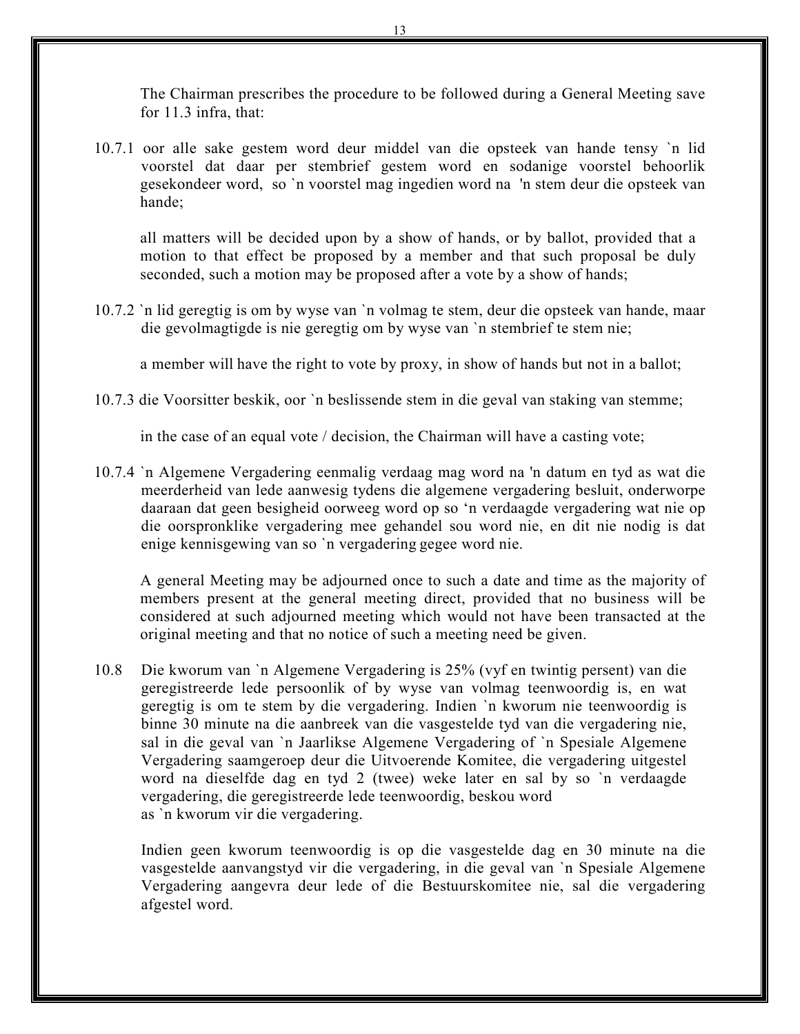The Chairman prescribes the procedure to be followed during a General Meeting save for 11.3 infra, that:

10.7.1 oor alle sake gestem word deur middel van die opsteek van hande tensy `n lid voorstel dat daar per stembrief gestem word en sodanige voorstel behoorlik gesekondeer word, so `n voorstel mag ingedien word na 'n stem deur die opsteek van hande;

all matters will be decided upon by a show of hands, or by ballot, provided that a motion to that effect be proposed by a member and that such proposal be duly seconded, such a motion may be proposed after a vote by a show of hands;

10.7.2 `n lid geregtig is om by wyse van `n volmag te stem, deur die opsteek van hande, maar die gevolmagtigde is nie geregtig om by wyse van `n stembrief te stem nie;

a member will have the right to vote by proxy, in show of hands but not in a ballot;

10.7.3 die Voorsitter beskik, oor `n beslissende stem in die geval van staking van stemme;

in the case of an equal vote / decision, the Chairman will have a casting vote;

10.7.4 `n Algemene Vergadering eenmalig verdaag mag word na 'n datum en tyd as wat die meerderheid van lede aanwesig tydens die algemene vergadering besluit, onderworpe daaraan dat geen besigheid oorweeg word op so 'n verdaagde vergadering wat nie op die oorspronklike vergadering mee gehandel sou word nie, en dit nie nodig is dat enige kennisgewing van so `n vergadering gegee word nie.

A general Meeting may be adjourned once to such a date and time as the majority of members present at the general meeting direct, provided that no business will be considered at such adjourned meeting which would not have been transacted at the original meeting and that no notice of such a meeting need be given.

10.8 Die kworum van `n Algemene Vergadering is 25% (vyf en twintig persent) van die geregistreerde lede persoonlik of by wyse van volmag teenwoordig is, en wat geregtig is om te stem by die vergadering. Indien `n kworum nie teenwoordig is binne 30 minute na die aanbreek van die vasgestelde tyd van die vergadering nie, sal in die geval van `n Jaarlikse Algemene Vergadering of `n Spesiale Algemene Vergadering saamgeroep deur die Uitvoerende Komitee, die vergadering uitgestel word na dieselfde dag en tyd 2 (twee) weke later en sal by so `n verdaagde vergadering, die geregistreerde lede teenwoordig, beskou word as `n kworum vir die vergadering.

Indien geen kworum teenwoordig is op die vasgestelde dag en 30 minute na die vasgestelde aanvangstyd vir die vergadering, in die geval van `n Spesiale Algemene Vergadering aangevra deur lede of die Bestuurskomitee nie, sal die vergadering afgestel word.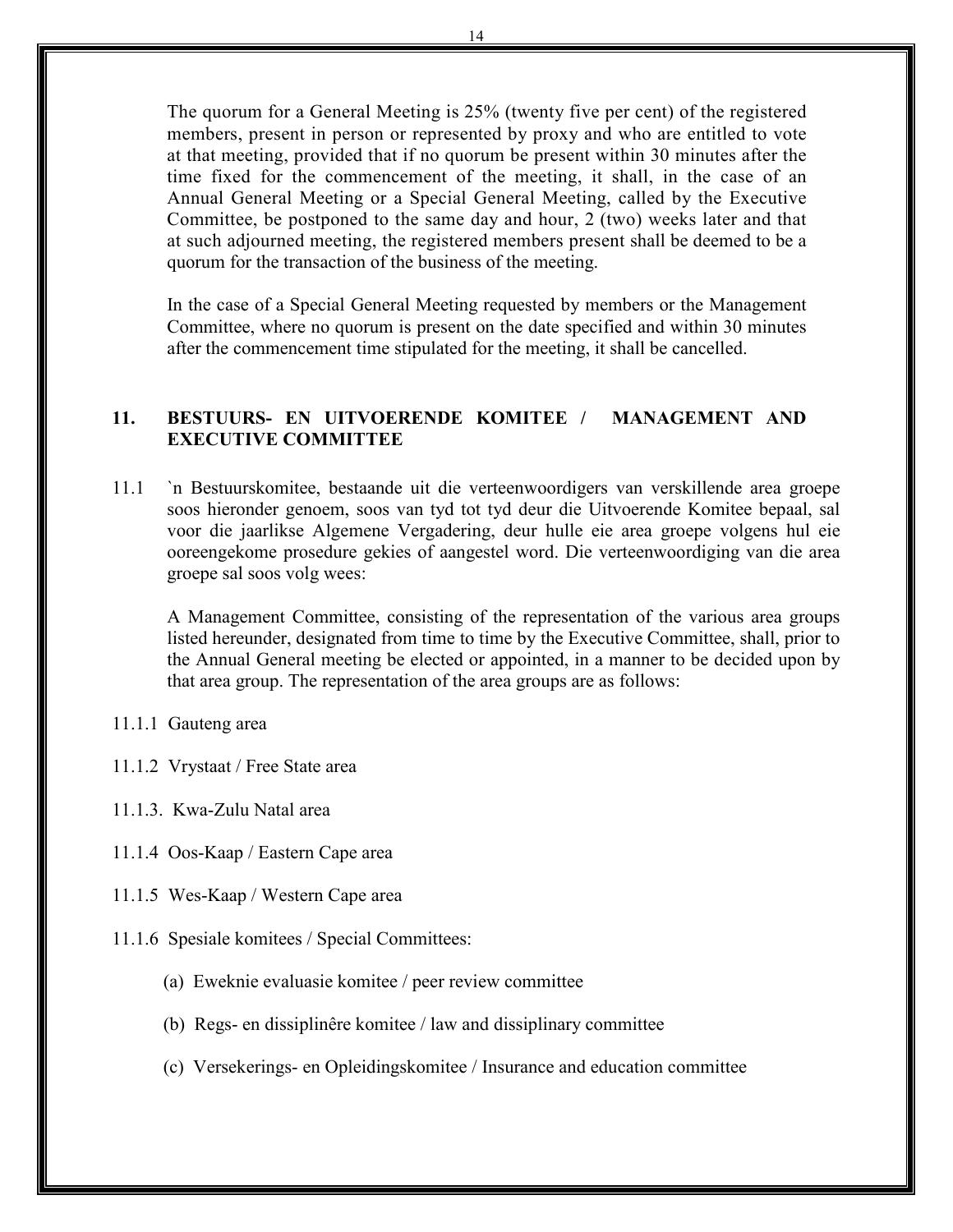The quorum for a General Meeting is 25% (twenty five per cent) of the registered members, present in person or represented by proxy and who are entitled to vote at that meeting, provided that if no quorum be present within 30 minutes after the time fixed for the commencement of the meeting, it shall, in the case of an Annual General Meeting or a Special General Meeting, called by the Executive Committee, be postponed to the same day and hour, 2 (two) weeks later and that at such adjourned meeting, the registered members present shall be deemed to be a quorum for the transaction of the business of the meeting.

In the case of a Special General Meeting requested by members or the Management Committee, where no quorum is present on the date specified and within 30 minutes after the commencement time stipulated for the meeting, it shall be cancelled.

## 11. BESTUURS- EN UITVOERENDE KOMITEE / MANAGEMENT AND EXECUTIVE COMMITTEE

11.1 `n Bestuurskomitee, bestaande uit die verteenwoordigers van verskillende area groepe soos hieronder genoem, soos van tyd tot tyd deur die Uitvoerende Komitee bepaal, sal voor die jaarlikse Algemene Vergadering, deur hulle eie area groepe volgens hul eie ooreengekome prosedure gekies of aangestel word. Die verteenwoordiging van die area groepe sal soos volg wees:

A Management Committee, consisting of the representation of the various area groups listed hereunder, designated from time to time by the Executive Committee, shall, prior to the Annual General meeting be elected or appointed, in a manner to be decided upon by that area group. The representation of the area groups are as follows:

11.1.1 Gauteng area

11.1.2 Vrystaat / Free State area

11.1.3. Kwa-Zulu Natal area

11.1.4 Oos-Kaap / Eastern Cape area

11.1.5 Wes-Kaap / Western Cape area

11.1.6 Spesiale komitees / Special Committees:

(a) Eweknie evaluasie komitee / peer review committee

(b) Regs- en dissiplinêre komitee / law and dissiplinary committee

(c) Versekerings- en Opleidingskomitee / Insurance and education committee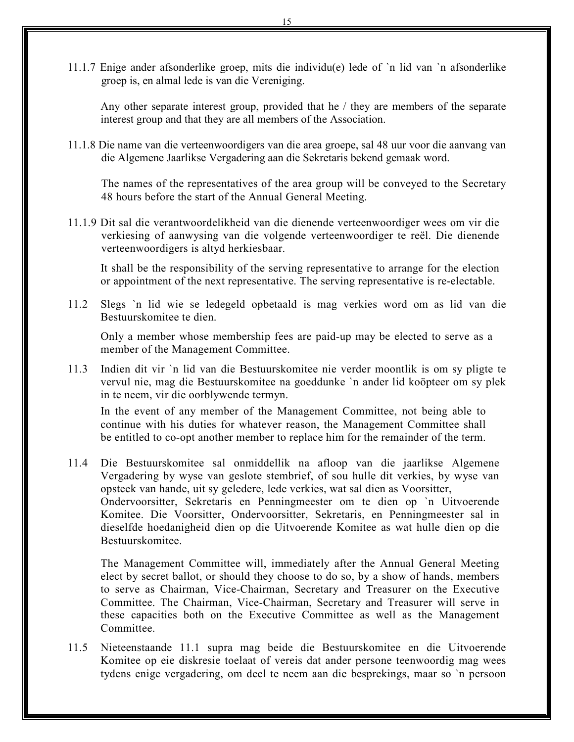11.1.7 Enige ander afsonderlike groep, mits die individu(e) lede of `n lid van `n afsonderlike groep is, en almal lede is van die Vereniging.

Any other separate interest group, provided that he / they are members of the separate interest group and that they are all members of the Association.

11.1.8 Die name van die verteenwoordigers van die area groepe, sal 48 uur voor die aanvang van die Algemene Jaarlikse Vergadering aan die Sekretaris bekend gemaak word.

The names of the representatives of the area group will be conveyed to the Secretary 48 hours before the start of the Annual General Meeting.

11.1.9 Dit sal die verantwoordelikheid van die dienende verteenwoordiger wees om vir die verkiesing of aanwysing van die volgende verteenwoordiger te reël. Die dienende verteenwoordigers is altyd herkiesbaar.

It shall be the responsibility of the serving representative to arrange for the election or appointment of the next representative. The serving representative is re-electable.

11.2 Slegs `n lid wie se ledegeld opbetaald is mag verkies word om as lid van die Bestuurskomitee te dien.

Only a member whose membership fees are paid-up may be elected to serve as a member of the Management Committee.

11.3 Indien dit vir `n lid van die Bestuurskomitee nie verder moontlik is om sy pligte te vervul nie, mag die Bestuurskomitee na goeddunke `n ander lid koöpteer om sy plek in te neem, vir die oorblywende termyn.

In the event of any member of the Management Committee, not being able to continue with his duties for whatever reason, the Management Committee shall be entitled to co-opt another member to replace him for the remainder of the term.

11.4 Die Bestuurskomitee sal onmiddellik na afloop van die jaarlikse Algemene Vergadering by wyse van geslote stembrief, of sou hulle dit verkies, by wyse van opsteek van hande, uit sy geledere, lede verkies, wat sal dien as Voorsitter, Ondervoorsitter, Sekretaris en Penningmeester om te dien op `n Uitvoerende Komitee. Die Voorsitter, Ondervoorsitter, Sekretaris, en Penningmeester sal in dieselfde hoedanigheid dien op die Uitvoerende Komitee as wat hulle dien op die Bestuurskomitee.

The Management Committee will, immediately after the Annual General Meeting elect by secret ballot, or should they choose to do so, by a show of hands, members to serve as Chairman, Vice-Chairman, Secretary and Treasurer on the Executive Committee. The Chairman, Vice-Chairman, Secretary and Treasurer will serve in these capacities both on the Executive Committee as well as the Management Committee.

11.5 Nieteenstaande 11.1 supra mag beide die Bestuurskomitee en die Uitvoerende Komitee op eie diskresie toelaat of vereis dat ander persone teenwoordig mag wees tydens enige vergadering, om deel te neem aan die besprekings, maar so `n persoon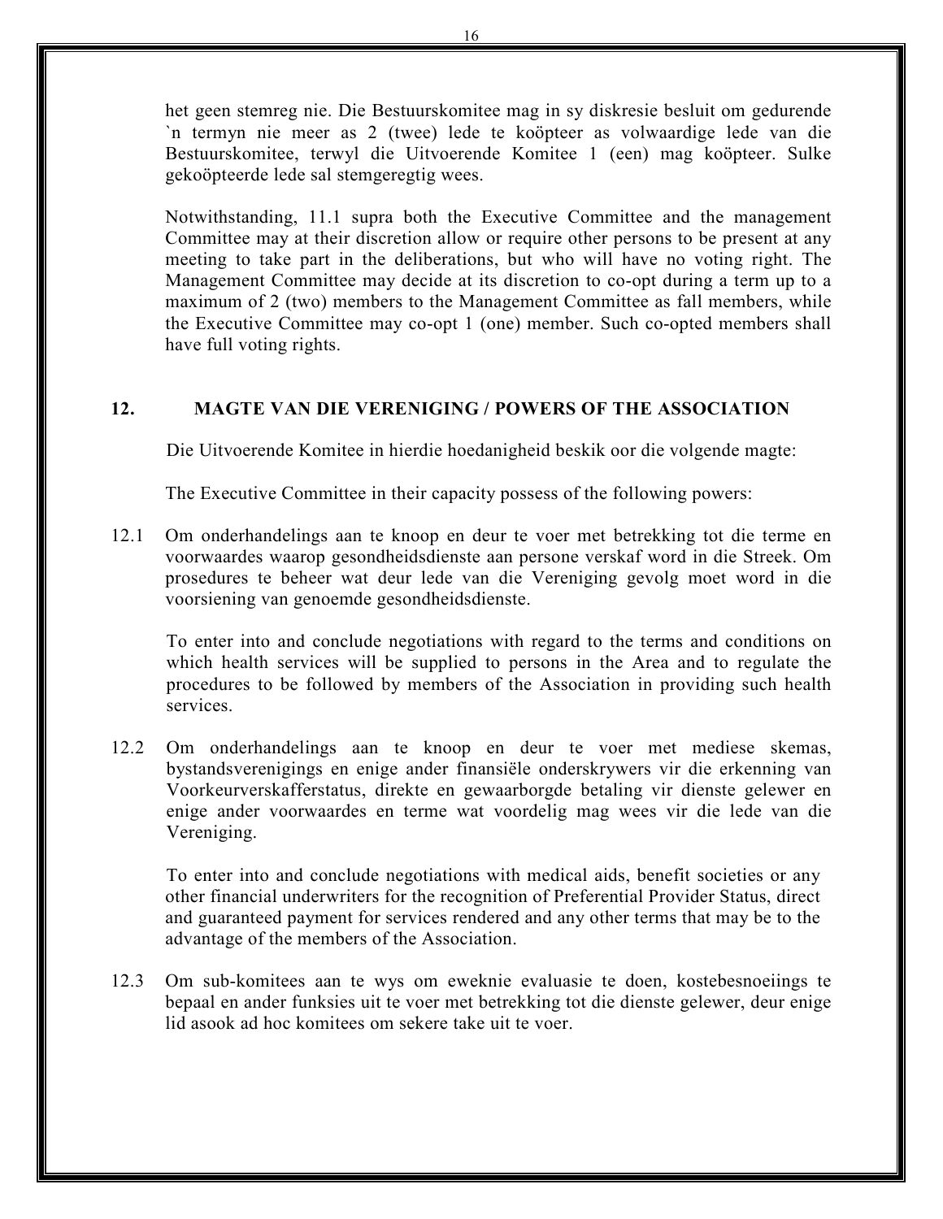het geen stemreg nie. Die Bestuurskomitee mag in sy diskresie besluit om gedurende `n termyn nie meer as 2 (twee) lede te koöpteer as volwaardige lede van die Bestuurskomitee, terwyl die Uitvoerende Komitee 1 (een) mag koöpteer. Sulke gekoöpteerde lede sal stemgeregtig wees.

Notwithstanding, 11.1 supra both the Executive Committee and the management Committee may at their discretion allow or require other persons to be present at any meeting to take part in the deliberations, but who will have no voting right. The Management Committee may decide at its discretion to co-opt during a term up to a maximum of 2 (two) members to the Management Committee as fall members, while the Executive Committee may co-opt 1 (one) member. Such co-opted members shall have full voting rights.

## 12. MAGTE VAN DIE VERENIGING / POWERS OF THE ASSOCIATION

Die Uitvoerende Komitee in hierdie hoedanigheid beskik oor die volgende magte:

The Executive Committee in their capacity possess of the following powers:

12.1 Om onderhandelings aan te knoop en deur te voer met betrekking tot die terme en voorwaardes waarop gesondheidsdienste aan persone verskaf word in die Streek. Om prosedures te beheer wat deur lede van die Vereniging gevolg moet word in die voorsiening van genoemde gesondheidsdienste.

To enter into and conclude negotiations with regard to the terms and conditions on which health services will be supplied to persons in the Area and to regulate the procedures to be followed by members of the Association in providing such health services.

12.2 Om onderhandelings aan te knoop en deur te voer met mediese skemas, bystandsverenigings en enige ander finansiële onderskrywers vir die erkenning van Voorkeurverskafferstatus, direkte en gewaarborgde betaling vir dienste gelewer en enige ander voorwaardes en terme wat voordelig mag wees vir die lede van die Vereniging.

To enter into and conclude negotiations with medical aids, benefit societies or any other financial underwriters for the recognition of Preferential Provider Status, direct and guaranteed payment for services rendered and any other terms that may be to the advantage of the members of the Association.

12.3 Om sub-komitees aan te wys om eweknie evaluasie te doen, kostebesnoeiings te bepaal en ander funksies uit te voer met betrekking tot die dienste gelewer, deur enige lid asook ad hoc komitees om sekere take uit te voer.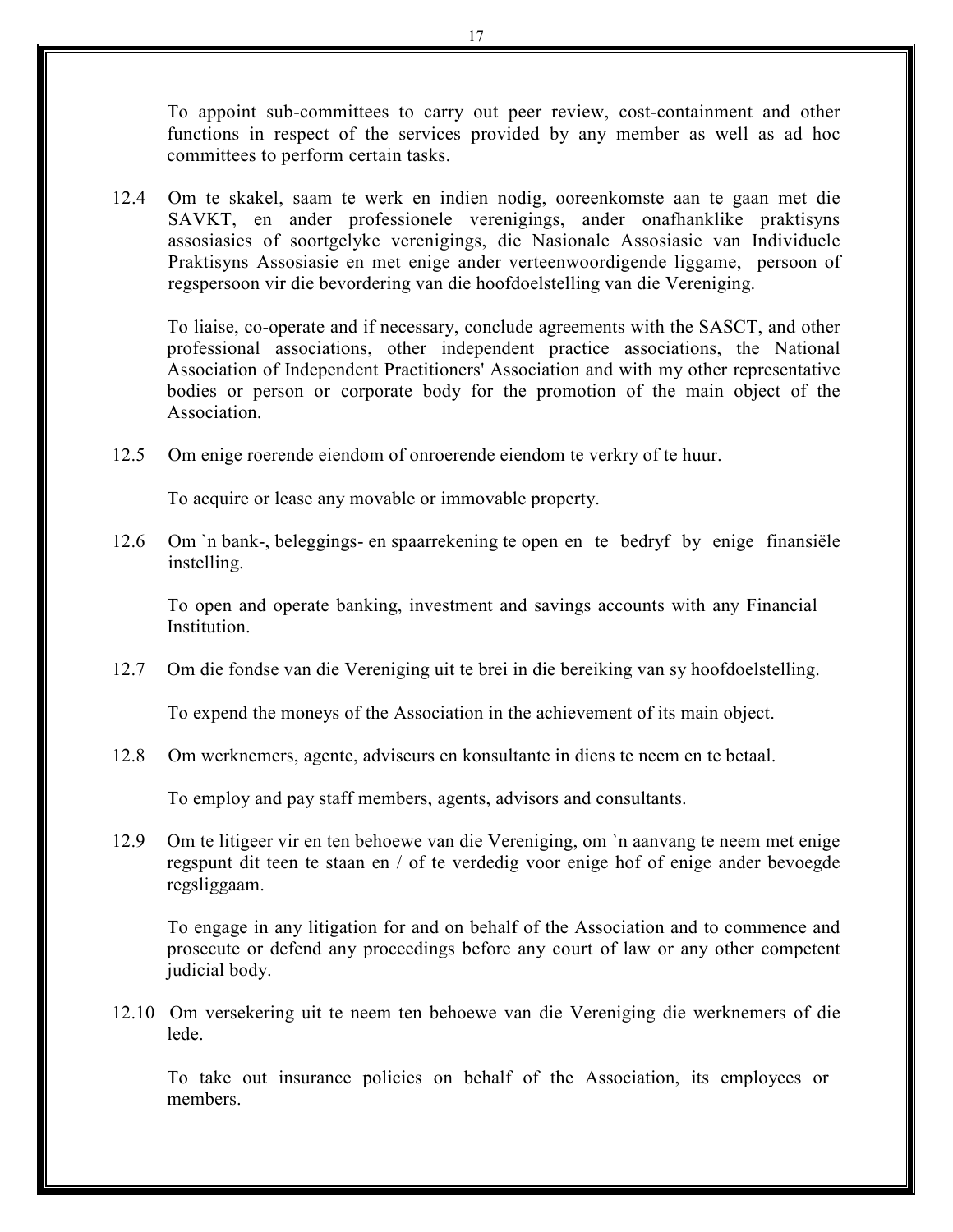To appoint sub-committees to carry out peer review, cost-containment and other functions in respect of the services provided by any member as well as ad hoc committees to perform certain tasks.

12.4 Om te skakel, saam te werk en indien nodig, ooreenkomste aan te gaan met die SAVKT, en ander professionele verenigings, ander onafhanklike praktisyns assosiasies of soortgelyke verenigings, die Nasionale Assosiasie van Individuele Praktisyns Assosiasie en met enige ander verteenwoordigende liggame, persoon of regspersoon vir die bevordering van die hoofdoelstelling van die Vereniging.

To liaise, co-operate and if necessary, conclude agreements with the SASCT, and other professional associations, other independent practice associations, the National Association of Independent Practitioners' Association and with my other representative bodies or person or corporate body for the promotion of the main object of the Association.

12.5 Om enige roerende eiendom of onroerende eiendom te verkry of te huur.

To acquire or lease any movable or immovable property.

12.6 Om `n bank-, beleggings- en spaarrekening te open en te bedryf by enige finansiële instelling.

To open and operate banking, investment and savings accounts with any Financial Institution.

12.7 Om die fondse van die Vereniging uit te brei in die bereiking van sy hoofdoelstelling.

To expend the moneys of the Association in the achievement of its main object.

12.8 Om werknemers, agente, adviseurs en konsultante in diens te neem en te betaal.

To employ and pay staff members, agents, advisors and consultants.

12.9 Om te litigeer vir en ten behoewe van die Vereniging, om `n aanvang te neem met enige regspunt dit teen te staan en / of te verdedig voor enige hof of enige ander bevoegde regsliggaam.

To engage in any litigation for and on behalf of the Association and to commence and prosecute or defend any proceedings before any court of law or any other competent judicial body.

12.10 Om versekering uit te neem ten behoewe van die Vereniging die werknemers of die lede.

To take out insurance policies on behalf of the Association, its employees or members.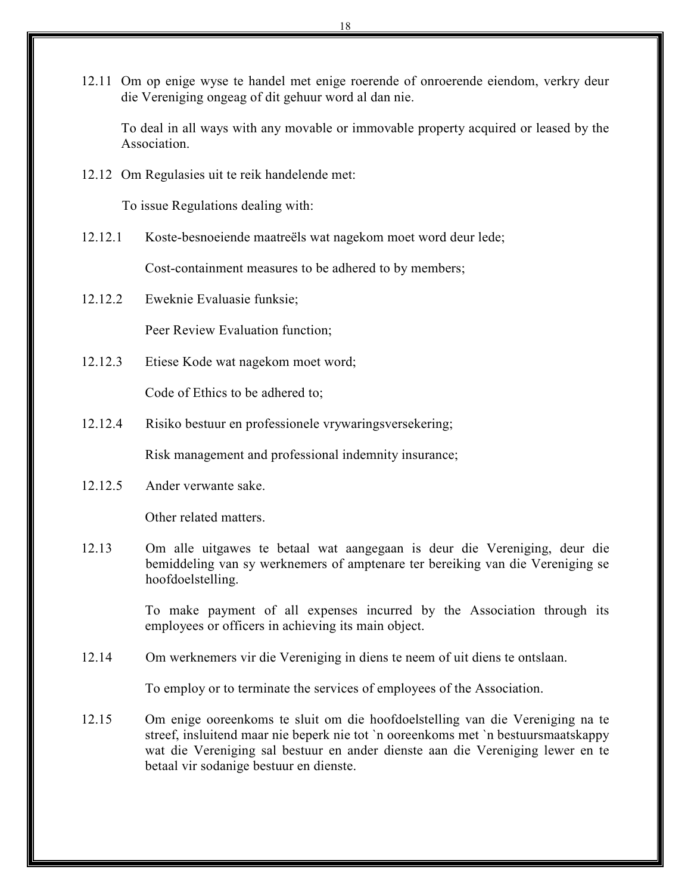12.11 Om op enige wyse te handel met enige roerende of onroerende eiendom, verkry deur die Vereniging ongeag of dit gehuur word al dan nie.

To deal in all ways with any movable or immovable property acquired or leased by the Association.

12.12 Om Regulasies uit te reik handelende met:

To issue Regulations dealing with:

12.12.1 Koste-besnoeiende maatreëls wat nagekom moet word deur lede;

Cost-containment measures to be adhered to by members;

12.12.2 Eweknie Evaluasie funksie;

Peer Review Evaluation function;

12.12.3 Etiese Kode wat nagekom moet word;

Code of Ethics to be adhered to;

12.12.4 Risiko bestuur en professionele vrywaringsversekering;

Risk management and professional indemnity insurance;

12.12.5 Ander verwante sake.

Other related matters.

12.13 Om alle uitgawes te betaal wat aangegaan is deur die Vereniging, deur die bemiddeling van sy werknemers of amptenare ter bereiking van die Vereniging se hoofdoelstelling.

To make payment of all expenses incurred by the Association through its employees or officers in achieving its main object.

12.14 Om werknemers vir die Vereniging in diens te neem of uit diens te ontslaan.

To employ or to terminate the services of employees of the Association.

12.15 Om enige ooreenkoms te sluit om die hoofdoelstelling van die Vereniging na te streef, insluitend maar nie beperk nie tot `n ooreenkoms met `n bestuursmaatskappy wat die Vereniging sal bestuur en ander dienste aan die Vereniging lewer en te betaal vir sodanige bestuur en dienste.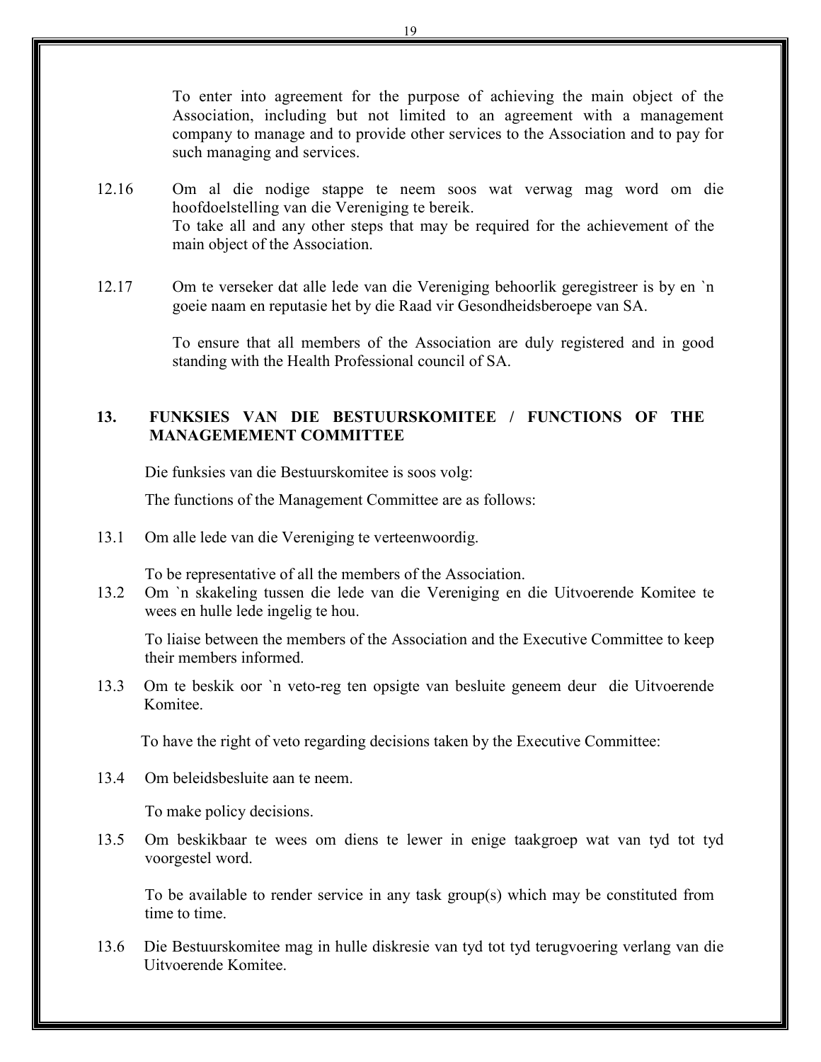To enter into agreement for the purpose of achieving the main object of the Association, including but not limited to an agreement with a management company to manage and to provide other services to the Association and to pay for such managing and services.

12.16 Om al die nodige stappe te neem soos wat verwag mag word om die hoofdoelstelling van die Vereniging te bereik.
To take all and any other steps that may be required for the achievement of the main object of the Association.

12.17 Om te verseker dat alle lede van die Vereniging behoorlik geregistreer is by en `n goeie naam en reputasie het by die Raad vir Gesondheidsberoepe van SA.

To ensure that all members of the Association are duly registered and in good standing with the Health Professional council of SA.

## 13. FUNKSIES VAN DIE BESTUURSKOMITEE / FUNCTIONS OF THE MANAGEMEMENT COMMITTEE

Die funksies van die Bestuurskomitee is soos volg:

The functions of the Management Committee are as follows:

13.1 Om alle lede van die Vereniging te verteenwoordig.

To be representative of all the members of the Association.

13.2 Om `n skakeling tussen die lede van die Vereniging en die Uitvoerende Komitee te wees en hulle lede ingelig te hou.

To liaise between the members of the Association and the Executive Committee to keep their members informed.

13.3 Om te beskik oor `n veto-reg ten opsigte van besluite geneem deur die Uitvoerende Komitee.

To have the right of veto regarding decisions taken by the Executive Committee:

13.4 Om beleidsbesluite aan te neem.

To make policy decisions.

13.5 Om beskikbaar te wees om diens te lewer in enige taakgroep wat van tyd tot tyd voorgestel word.

To be available to render service in any task group(s) which may be constituted from time to time.

13.6 Die Bestuurskomitee mag in hulle diskresie van tyd tot tyd terugvoering verlang van die Uitvoerende Komitee.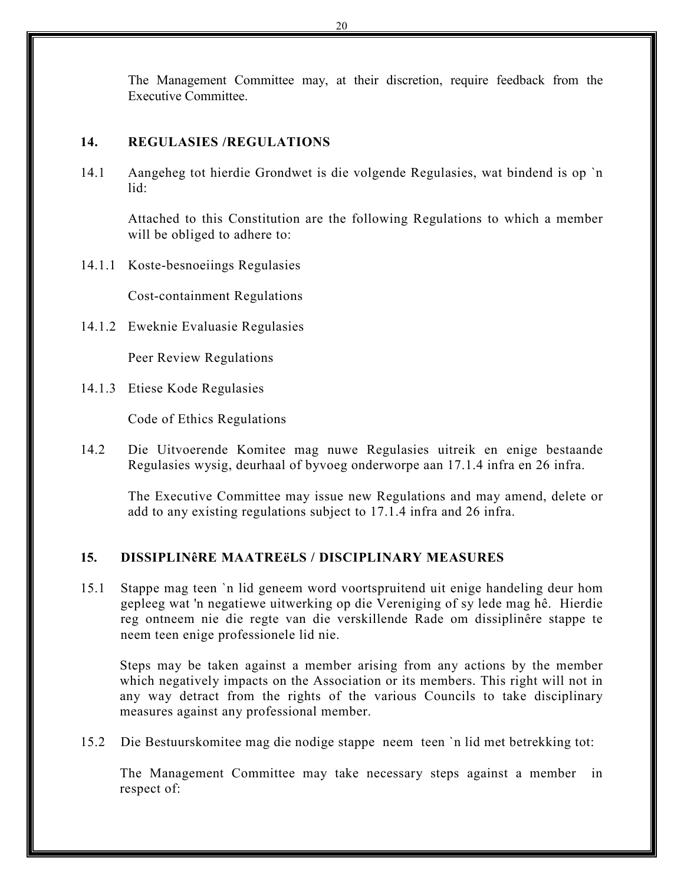The Management Committee may, at their discretion, require feedback from the Executive Committee.

## 14. REGULASIES /REGULATIONS

14.1 Aangeheg tot hierdie Grondwet is die volgende Regulasies, wat bindend is op `n lid:

Attached to this Constitution are the following Regulations to which a member will be obliged to adhere to:

14.1.1 Koste-besnoeiings Regulasies

Cost-containment Regulations

14.1.2 Eweknie Evaluasie Regulasies

Peer Review Regulations

14.1.3 Etiese Kode Regulasies

Code of Ethics Regulations

14.2 Die Uitvoerende Komitee mag nuwe Regulasies uitreik en enige bestaande Regulasies wysig, deurhaal of byvoeg onderworpe aan 17.1.4 infra en 26 infra.

The Executive Committee may issue new Regulations and may amend, delete or add to any existing regulations subject to 17.1.4 infra and 26 infra.

## 15. DISSIPLINêRE MAATREëLS / DISCIPLINARY MEASURES

15.1 Stappe mag teen `n lid geneem word voortspruitend uit enige handeling deur hom gepleeg wat 'n negatiewe uitwerking op die Vereniging of sy lede mag hê. Hierdie reg ontneem nie die regte van die verskillende Rade om dissiplinêre stappe te neem teen enige professionele lid nie.

Steps may be taken against a member arising from any actions by the member which negatively impacts on the Association or its members. This right will not in any way detract from the rights of the various Councils to take disciplinary measures against any professional member.

15.2 Die Bestuurskomitee mag die nodige stappe neem teen `n lid met betrekking tot:

The Management Committee may take necessary steps against a member in respect of: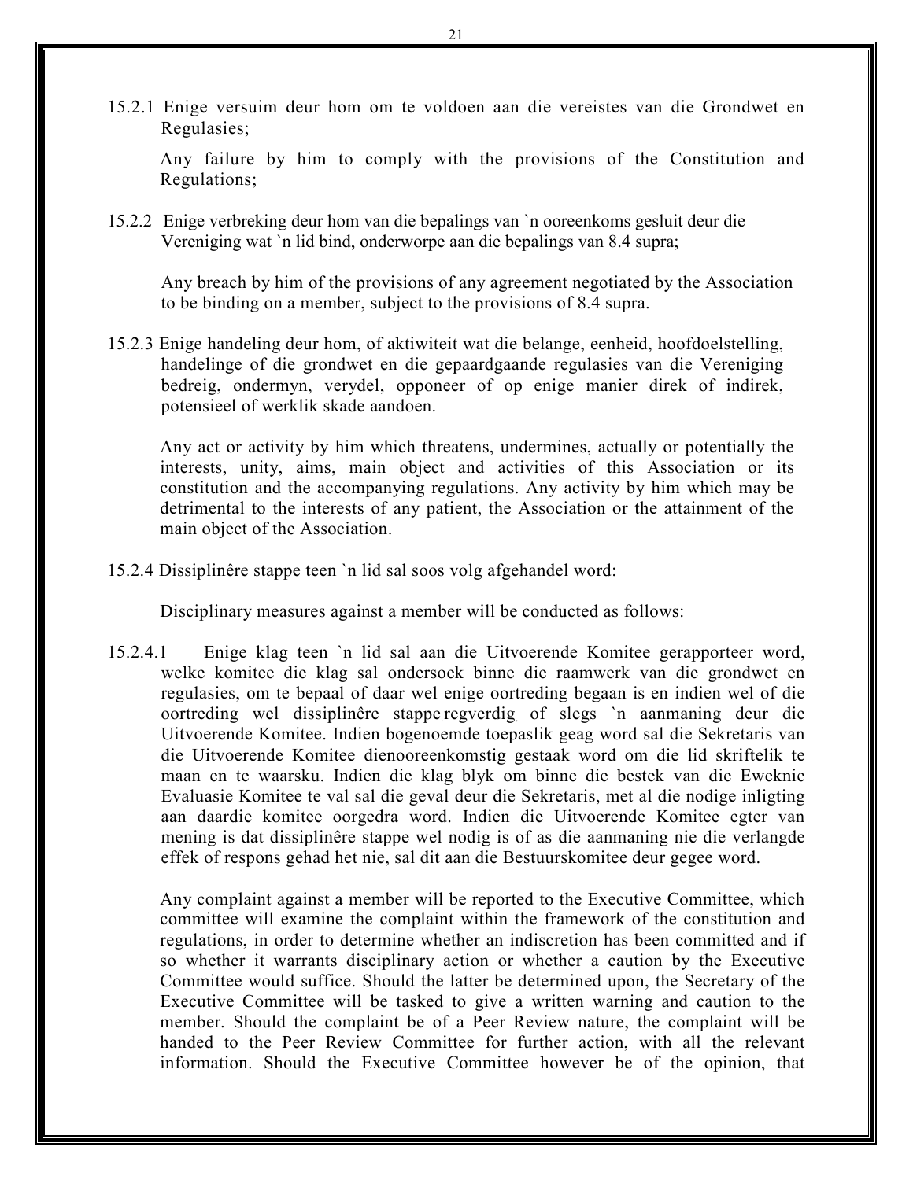15.2.1 Enige versuim deur hom om te voldoen aan die vereistes van die Grondwet en Regulasies;

Any failure by him to comply with the provisions of the Constitution and Regulations;

15.2.2 Enige verbreking deur hom van die bepalings van `n ooreenkoms gesluit deur die Vereniging wat `n lid bind, onderworpe aan die bepalings van 8.4 supra;

Any breach by him of the provisions of any agreement negotiated by the Association to be binding on a member, subject to the provisions of 8.4 supra.

15.2.3 Enige handeling deur hom, of aktiwiteit wat die belange, eenheid, hoofdoelstelling, handelinge of die grondwet en die gepaardgaande regulasies van die Vereniging bedreig, ondermyn, verydel, opponeer of op enige manier direk of indirek, potensieel of werklik skade aandoen.

Any act or activity by him which threatens, undermines, actually or potentially the interests, unity, aims, main object and activities of this Association or its constitution and the accompanying regulations. Any activity by him which may be detrimental to the interests of any patient, the Association or the attainment of the main object of the Association.

15.2.4 Dissiplinêre stappe teen `n lid sal soos volg afgehandel word:

Disciplinary measures against a member will be conducted as follows:

15.2.4.1 Enige klag teen `n lid sal aan die Uitvoerende Komitee gerapporteer word, welke komitee die klag sal ondersoek binne die raamwerk van die grondwet en regulasies, om te bepaal of daar wel enige oortreding begaan is en indien wel of die oortreding wel dissiplinêre stappe regverdig of slegs `n aanmaning deur die Uitvoerende Komitee. Indien bogenoemde toepaslik geag word sal die Sekretaris van die Uitvoerende Komitee dienooreenkomstig gestaak word om die lid skriftelik te maan en te waarsku. Indien die klag blyk om binne die bestek van die Eweknie Evaluasie Komitee te val sal die geval deur die Sekretaris, met al die nodige inligting aan daardie komitee oorgedra word. Indien die Uitvoerende Komitee egter van mening is dat dissiplinêre stappe wel nodig is of as die aanmaning nie die verlangde effek of respons gehad het nie, sal dit aan die Bestuurskomitee deur gegee word.

Any complaint against a member will be reported to the Executive Committee, which committee will examine the complaint within the framework of the constitution and regulations, in order to determine whether an indiscretion has been committed and if so whether it warrants disciplinary action or whether a caution by the Executive Committee would suffice. Should the latter be determined upon, the Secretary of the Executive Committee will be tasked to give a written warning and caution to the member. Should the complaint be of a Peer Review nature, the complaint will be handed to the Peer Review Committee for further action, with all the relevant information. Should the Executive Committee however be of the opinion, that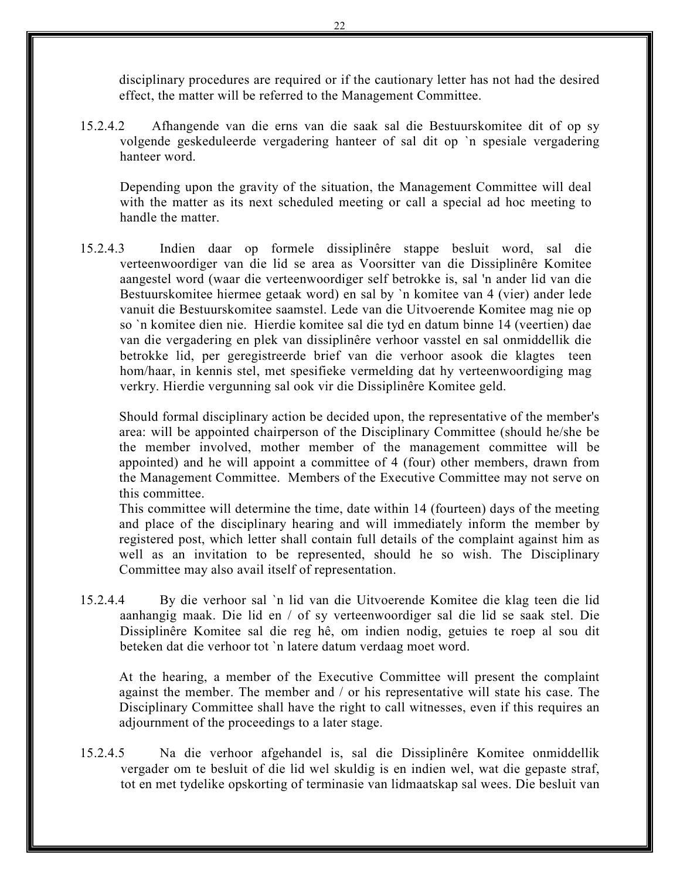disciplinary procedures are required or if the cautionary letter has not had the desired effect, the matter will be referred to the Management Committee.

15.2.4.2 Afhangende van die erns van die saak sal die Bestuurskomitee dit of op sy volgende geskeduleerde vergadering hanteer of sal dit op `n spesiale vergadering hanteer word.

Depending upon the gravity of the situation, the Management Committee will deal with the matter as its next scheduled meeting or call a special ad hoc meeting to handle the matter.

15.2.4.3 Indien daar op formele dissiplinêre stappe besluit word, sal die verteenwoordiger van die lid se area as Voorsitter van die Dissiplinêre Komitee aangestel word (waar die verteenwoordiger self betrokke is, sal 'n ander lid van die Bestuurskomitee hiermee getaak word) en sal by `n komitee van 4 (vier) ander lede vanuit die Bestuurskomitee saamstel. Lede van die Uitvoerende Komitee mag nie op so `n komitee dien nie. Hierdie komitee sal die tyd en datum binne 14 (veertien) dae van die vergadering en plek van dissiplinêre verhoor vasstel en sal onmiddellik die betrokke lid, per geregistreerde brief van die verhoor asook die klagtes teen hom/haar, in kennis stel, met spesifieke vermelding dat hy verteenwoordiging mag verkry. Hierdie vergunning sal ook vir die Dissiplinêre Komitee geld.

Should formal disciplinary action be decided upon, the representative of the member's area: will be appointed chairperson of the Disciplinary Committee (should he/she be the member involved, mother member of the management committee will be appointed) and he will appoint a committee of 4 (four) other members, drawn from the Management Committee. Members of the Executive Committee may not serve on this committee.
This committee will determine the time, date within 14 (fourteen) days of the meeting and place of the disciplinary hearing and will immediately inform the member by registered post, which letter shall contain full details of the complaint against him as well as an invitation to be represented, should he so wish. The Disciplinary Committee may also avail itself of representation.

15.2.4.4 By die verhoor sal `n lid van die Uitvoerende Komitee die klag teen die lid aanhangig maak. Die lid en / of sy verteenwoordiger sal die lid se saak stel. Die Dissiplinêre Komitee sal die reg hê, om indien nodig, getuies te roep al sou dit beteken dat die verhoor tot `n latere datum verdaag moet word.

At the hearing, a member of the Executive Committee will present the complaint against the member. The member and / or his representative will state his case. The Disciplinary Committee shall have the right to call witnesses, even if this requires an adjournment of the proceedings to a later stage.

15.2.4.5 Na die verhoor afgehandel is, sal die Dissiplinêre Komitee onmiddellik vergader om te besluit of die lid wel skuldig is en indien wel, wat die gepaste straf, tot en met tydelike opskorting of terminasie van lidmaatskap sal wees. Die besluit van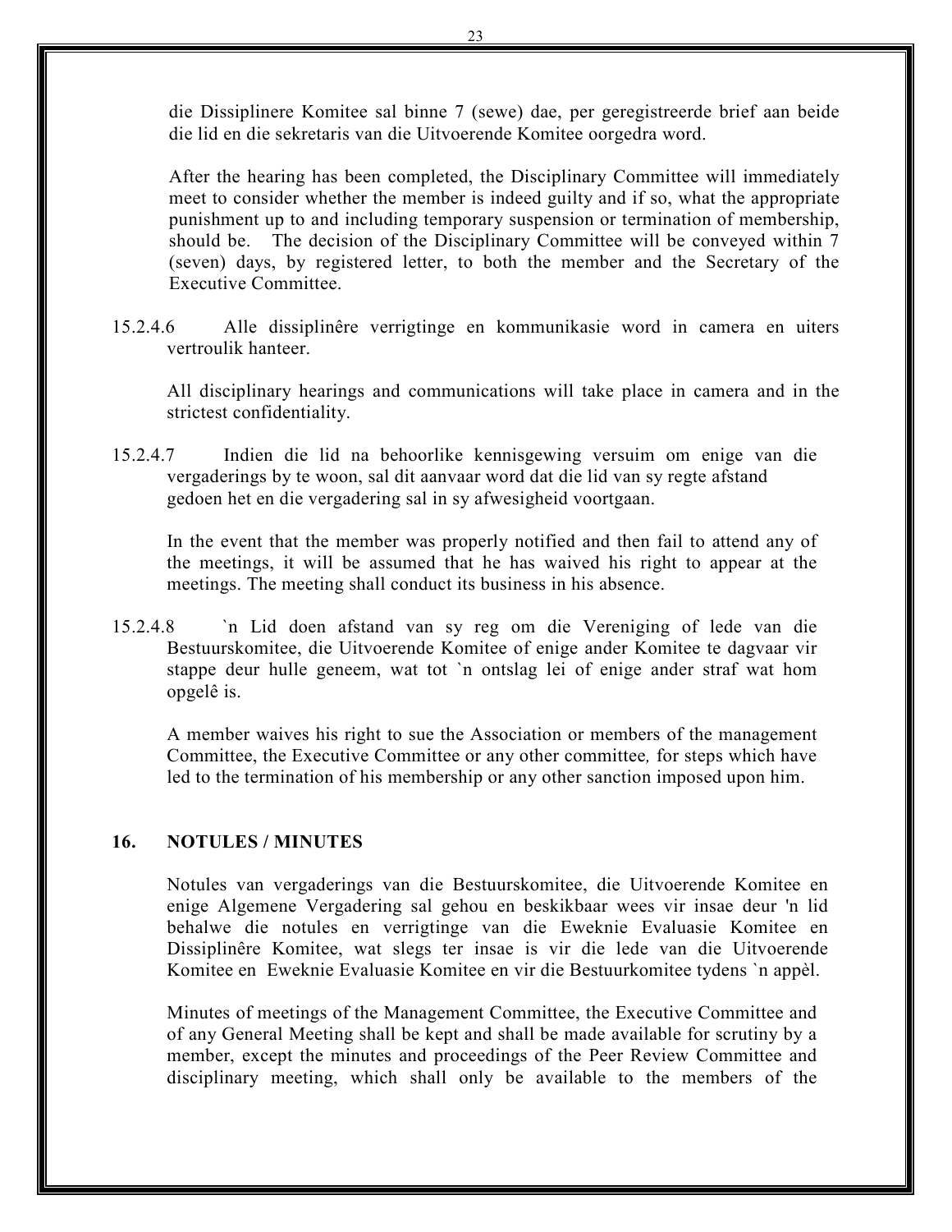die Dissiplinere Komitee sal binne 7 (sewe) dae, per geregistreerde brief aan beide die lid en die sekretaris van die Uitvoerende Komitee oorgedra word.

After the hearing has been completed, the Disciplinary Committee will immediately meet to consider whether the member is indeed guilty and if so, what the appropriate punishment up to and including temporary suspension or termination of membership, should be. The decision of the Disciplinary Committee will be conveyed within 7 (seven) days, by registered letter, to both the member and the Secretary of the Executive Committee.

15.2.4.6 Alle dissiplinêre verrigtinge en kommunikasie word in camera en uiters vertroulik hanteer.

All disciplinary hearings and communications will take place in camera and in the strictest confidentiality.

15.2.4.7 Indien die lid na behoorlike kennisgewing versuim om enige van die vergaderings by te woon, sal dit aanvaar word dat die lid van sy regte afstand gedoen het en die vergadering sal in sy afwesigheid voortgaan.

In the event that the member was properly notified and then fail to attend any of the meetings, it will be assumed that he has waived his right to appear at the meetings. The meeting shall conduct its business in his absence.

15.2.4.8 `n Lid doen afstand van sy reg om die Vereniging of lede van die Bestuurskomitee, die Uitvoerende Komitee of enige ander Komitee te dagvaar vir stappe deur hulle geneem, wat tot `n ontslag lei of enige ander straf wat hom opgelê is.

A member waives his right to sue the Association or members of the management Committee, the Executive Committee or any other committee*,* for steps which have led to the termination of his membership or any other sanction imposed upon him.

## 16. NOTULES / MINUTES

Notules van vergaderings van die Bestuurskomitee, die Uitvoerende Komitee en enige Algemene Vergadering sal gehou en beskikbaar wees vir insae deur 'n lid behalwe die notules en verrigtinge van die Eweknie Evaluasie Komitee en Dissiplinêre Komitee, wat slegs ter insae is vir die lede van die Uitvoerende Komitee en Eweknie Evaluasie Komitee en vir die Bestuurkomitee tydens `n appèl.

Minutes of meetings of the Management Committee, the Executive Committee and of any General Meeting shall be kept and shall be made available for scrutiny by a member, except the minutes and proceedings of the Peer Review Committee and disciplinary meeting, which shall only be available to the members of the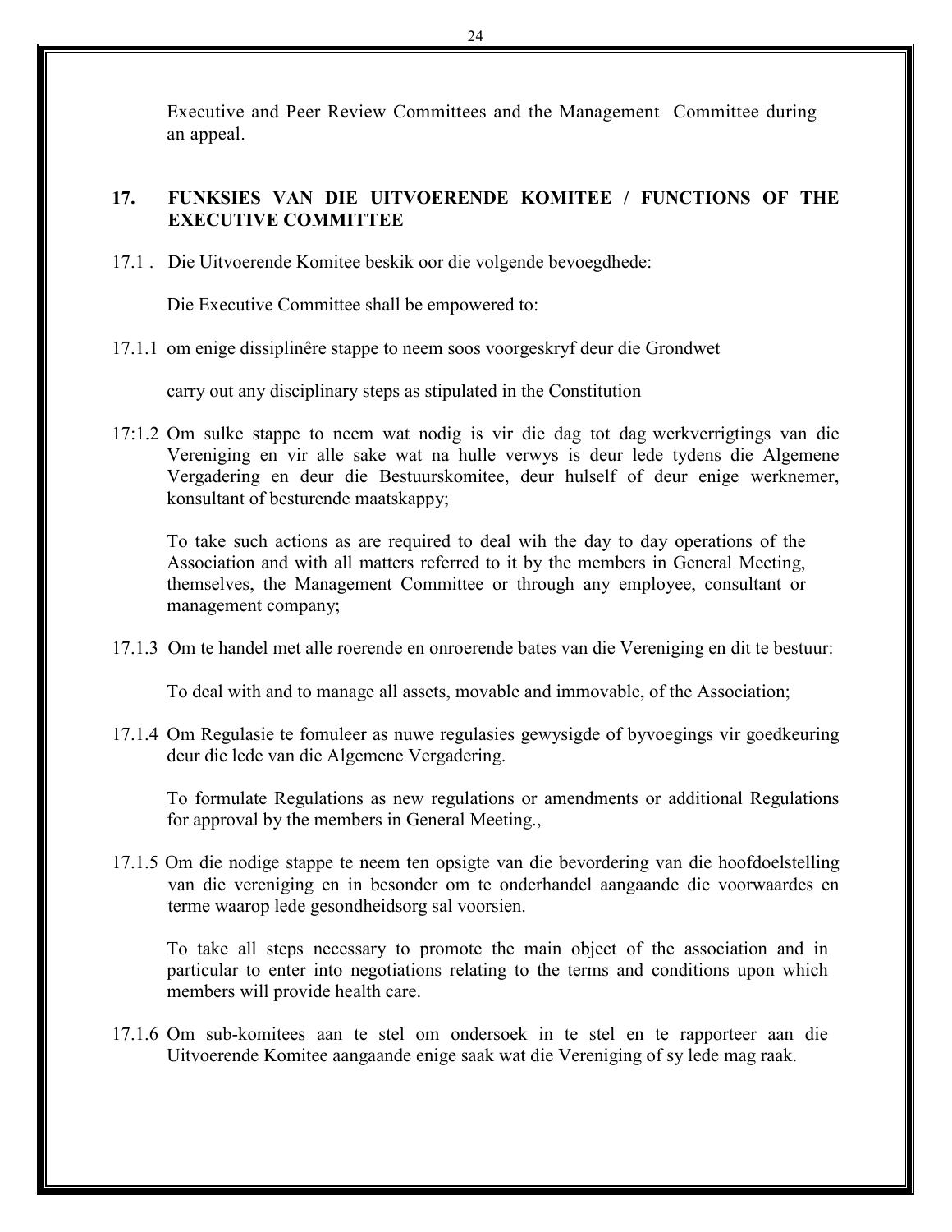Executive and Peer Review Committees and the Management Committee during an appeal.

## 17. FUNKSIES VAN DIE UITVOERENDE KOMITEE / FUNCTIONS OF THE EXECUTIVE COMMITTEE

17.1 . Die Uitvoerende Komitee beskik oor die volgende bevoegdhede:

Die Executive Committee shall be empowered to:

17.1.1 om enige dissiplinêre stappe to neem soos voorgeskryf deur die Grondwet

carry out any disciplinary steps as stipulated in the Constitution

17:1.2 Om sulke stappe to neem wat nodig is vir die dag tot dag werkverrigtings van die Vereniging en vir alle sake wat na hulle verwys is deur lede tydens die Algemene Vergadering en deur die Bestuurskomitee, deur hulself of deur enige werknemer, konsultant of besturende maatskappy;

To take such actions as are required to deal wih the day to day operations of the Association and with all matters referred to it by the members in General Meeting, themselves, the Management Committee or through any employee, consultant or management company;

17.1.3 Om te handel met alle roerende en onroerende bates van die Vereniging en dit te bestuur:

To deal with and to manage all assets, movable and immovable, of the Association;

17.1.4 Om Regulasie te fomuleer as nuwe regulasies gewysigde of byvoegings vir goedkeuring deur die lede van die Algemene Vergadering.

To formulate Regulations as new regulations or amendments or additional Regulations for approval by the members in General Meeting.,

17.1.5 Om die nodige stappe te neem ten opsigte van die bevordering van die hoofdoelstelling van die vereniging en in besonder om te onderhandel aangaande die voorwaardes en terme waarop lede gesondheidsorg sal voorsien.

To take all steps necessary to promote the main object of the association and in particular to enter into negotiations relating to the terms and conditions upon which members will provide health care.

17.1.6 Om sub-komitees aan te stel om ondersoek in te stel en te rapporteer aan die Uitvoerende Komitee aangaande enige saak wat die Vereniging of sy lede mag raak.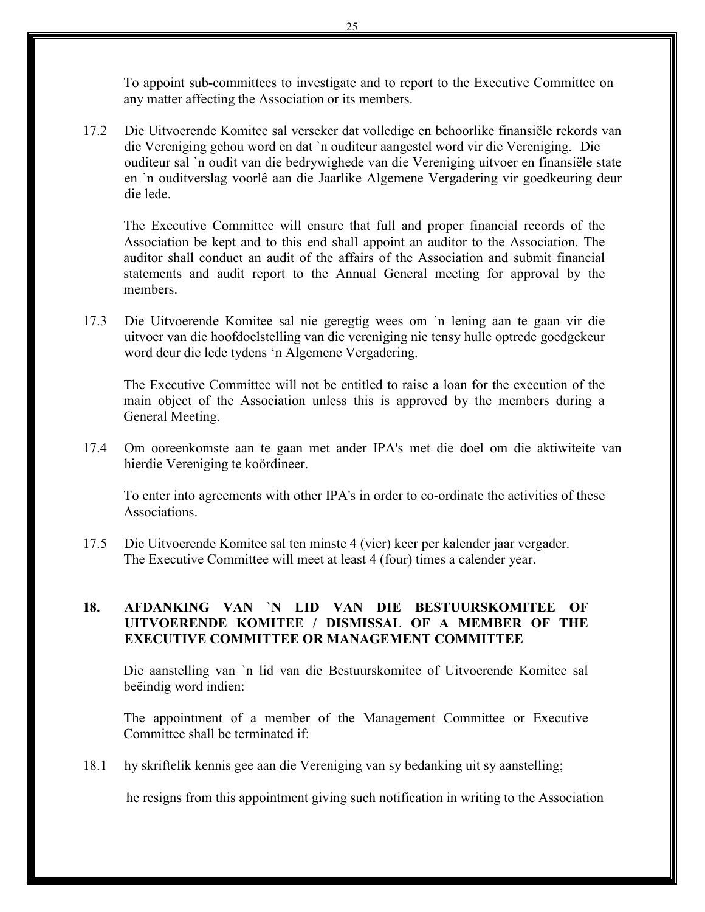To appoint sub-committees to investigate and to report to the Executive Committee on any matter affecting the Association or its members.

17.2 Die Uitvoerende Komitee sal verseker dat volledige en behoorlike finansiële rekords van die Vereniging gehou word en dat `n ouditeur aangestel word vir die Vereniging. Die ouditeur sal `n oudit van die bedrywighede van die Vereniging uitvoer en finansiële state en `n ouditverslag voorlê aan die Jaarlike Algemene Vergadering vir goedkeuring deur die lede.

The Executive Committee will ensure that full and proper financial records of the Association be kept and to this end shall appoint an auditor to the Association. The auditor shall conduct an audit of the affairs of the Association and submit financial statements and audit report to the Annual General meeting for approval by the members.

17.3 Die Uitvoerende Komitee sal nie geregtig wees om `n lening aan te gaan vir die uitvoer van die hoofdoelstelling van die vereniging nie tensy hulle optrede goedgekeur word deur die lede tydens 'n Algemene Vergadering.

The Executive Committee will not be entitled to raise a loan for the execution of the main object of the Association unless this is approved by the members during a General Meeting.

17.4 Om ooreenkomste aan te gaan met ander IPA's met die doel om die aktiwiteite van hierdie Vereniging te koördineer.

To enter into agreements with other IPA's in order to co-ordinate the activities of these Associations.

17.5 Die Uitvoerende Komitee sal ten minste 4 (vier) keer per kalender jaar vergader.
The Executive Committee will meet at least 4 (four) times a calender year.

## 18. AFDANKING VAN `N LID VAN DIE BESTUURSKOMITEE OF UITVOERENDE KOMITEE / DISMISSAL OF A MEMBER OF THE EXECUTIVE COMMITTEE OR MANAGEMENT COMMITTEE

Die aanstelling van `n lid van die Bestuurskomitee of Uitvoerende Komitee sal beëindig word indien:

The appointment of a member of the Management Committee or Executive Committee shall be terminated if:

18.1 hy skriftelik kennis gee aan die Vereniging van sy bedanking uit sy aanstelling;

he resigns from this appointment giving such notification in writing to the Association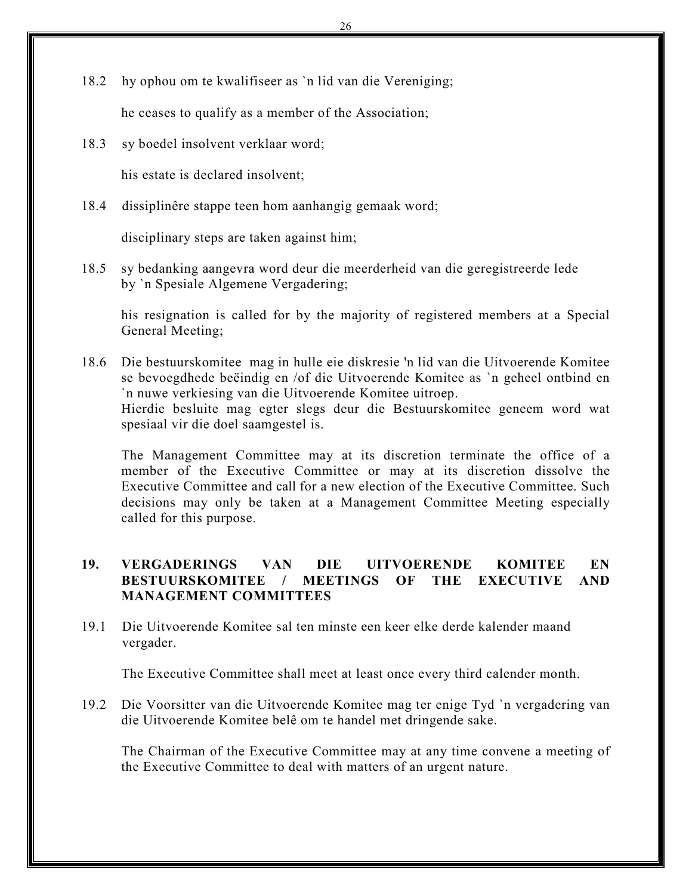18.2 hy ophou om te kwalifiseer as `n lid van die Vereniging;

he ceases to qualify as a member of the Association;

18.3 sy boedel insolvent verklaar word;

his estate is declared insolvent;

18.4 dissiplinêre stappe teen hom aanhangig gemaak word;

disciplinary steps are taken against him;

18.5 sy bedanking aangevra word deur die meerderheid van die geregistreerde lede by `n Spesiale Algemene Vergadering;

his resignation is called for by the majority of registered members at a Special General Meeting;

18.6 Die bestuurskomitee mag in hulle eie diskresie 'n lid van die Uitvoerende Komitee se bevoegdhede beëindig en /of die Uitvoerende Komitee as `n geheel ontbind en `n nuwe verkiesing van die Uitvoerende Komitee uitroep.
Hierdie besluite mag egter slegs deur die Bestuurskomitee geneem word wat spesiaal vir die doel saamgestel is.

The Management Committee may at its discretion terminate the office of a member of the Executive Committee or may at its discretion dissolve the Executive Committee and call for a new election of the Executive Committee. Such decisions may only be taken at a Management Committee Meeting especially called for this purpose.

## 19. VERGADERINGS VAN DIE UITVOERENDE KOMITEE EN BESTUURSKOMITEE / MEETINGS OF THE EXECUTIVE AND MANAGEMENT COMMITTEES

19.1 Die Uitvoerende Komitee sal ten minste een keer elke derde kalender maand vergader.

The Executive Committee shall meet at least once every third calender month.

19.2 Die Voorsitter van die Uitvoerende Komitee mag ter enige Tyd `n vergadering van die Uitvoerende Komitee belê om te handel met dringende sake.

The Chairman of the Executive Committee may at any time convene a meeting of the Executive Committee to deal with matters of an urgent nature.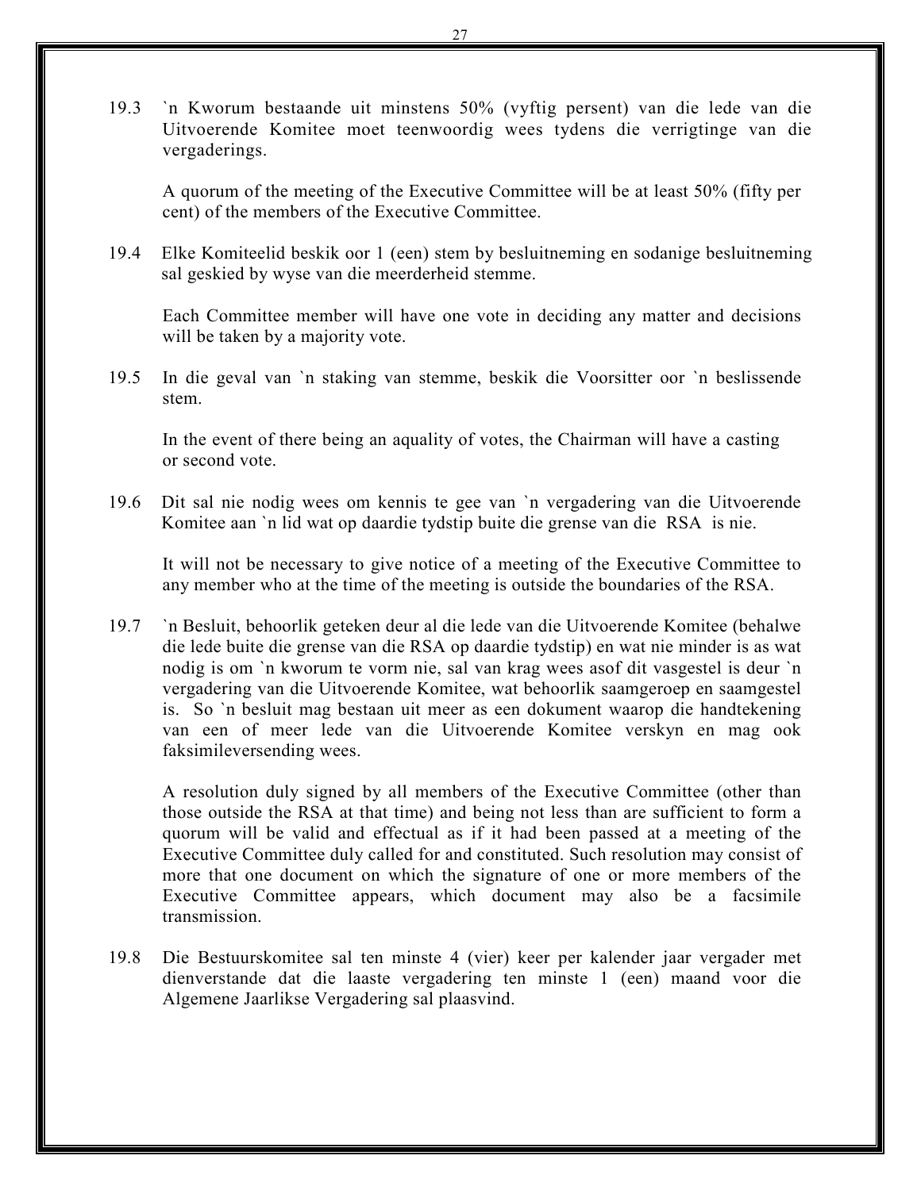19.3 `n Kworum bestaande uit minstens 50% (vyftig persent) van die lede van die Uitvoerende Komitee moet teenwoordig wees tydens die verrigtinge van die vergaderings.

A quorum of the meeting of the Executive Committee will be at least 50% (fifty per cent) of the members of the Executive Committee.

19.4 Elke Komiteelid beskik oor 1 (een) stem by besluitneming en sodanige besluitneming sal geskied by wyse van die meerderheid stemme.

Each Committee member will have one vote in deciding any matter and decisions will be taken by a majority vote.

19.5 In die geval van `n staking van stemme, beskik die Voorsitter oor `n beslissende stem.

In the event of there being an aquality of votes, the Chairman will have a casting or second vote.

19.6 Dit sal nie nodig wees om kennis te gee van `n vergadering van die Uitvoerende Komitee aan `n lid wat op daardie tydstip buite die grense van die RSA is nie.

It will not be necessary to give notice of a meeting of the Executive Committee to any member who at the time of the meeting is outside the boundaries of the RSA.

19.7 `n Besluit, behoorlik geteken deur al die lede van die Uitvoerende Komitee (behalwe die lede buite die grense van die RSA op daardie tydstip) en wat nie minder is as wat nodig is om `n kworum te vorm nie, sal van krag wees asof dit vasgestel is deur `n vergadering van die Uitvoerende Komitee, wat behoorlik saamgeroep en saamgestel is. So `n besluit mag bestaan uit meer as een dokument waarop die handtekening van een of meer lede van die Uitvoerende Komitee verskyn en mag ook faksimileversending wees.

A resolution duly signed by all members of the Executive Committee (other than those outside the RSA at that time) and being not less than are sufficient to form a quorum will be valid and effectual as if it had been passed at a meeting of the Executive Committee duly called for and constituted. Such resolution may consist of more that one document on which the signature of one or more members of the Executive Committee appears, which document may also be a facsimile transmission.

19.8 Die Bestuurskomitee sal ten minste 4 (vier) keer per kalender jaar vergader met dienverstande dat die laaste vergadering ten minste 1 (een) maand voor die Algemene Jaarlikse Vergadering sal plaasvind.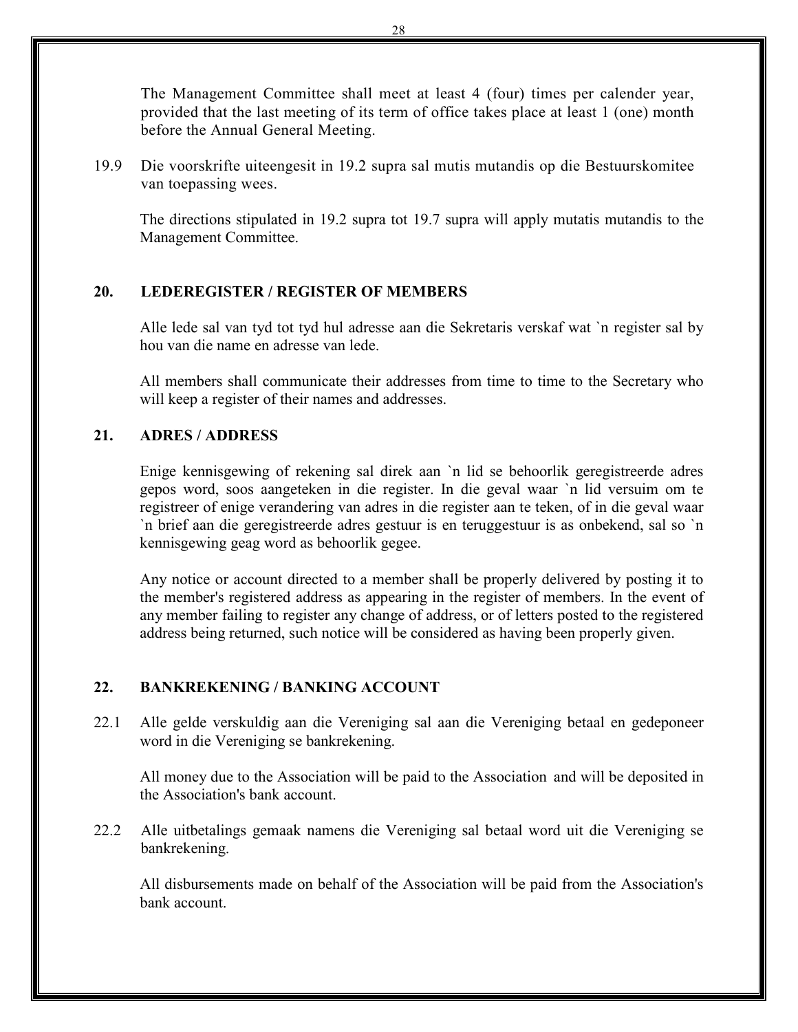The Management Committee shall meet at least 4 (four) times per calender year, provided that the last meeting of its term of office takes place at least 1 (one) month before the Annual General Meeting.

19.9 Die voorskrifte uiteengesit in 19.2 supra sal mutis mutandis op die Bestuurskomitee van toepassing wees.

The directions stipulated in 19.2 supra tot 19.7 supra will apply mutatis mutandis to the Management Committee.

## 20. LEDEREGISTER / REGISTER OF MEMBERS

Alle lede sal van tyd tot tyd hul adresse aan die Sekretaris verskaf wat `n register sal by hou van die name en adresse van lede.

All members shall communicate their addresses from time to time to the Secretary who will keep a register of their names and addresses.

## 21. ADRES / ADDRESS

Enige kennisgewing of rekening sal direk aan `n lid se behoorlik geregistreerde adres gepos word, soos aangeteken in die register. In die geval waar `n lid versuim om te registreer of enige verandering van adres in die register aan te teken, of in die geval waar `n brief aan die geregistreerde adres gestuur is en teruggestuur is as onbekend, sal so `n kennisgewing geag word as behoorlik gegee.

Any notice or account directed to a member shall be properly delivered by posting it to the member's registered address as appearing in the register of members. In the event of any member failing to register any change of address, or of letters posted to the registered address being returned, such notice will be considered as having been properly given.

## 22. BANKREKENING / BANKING ACCOUNT

22.1 Alle gelde verskuldig aan die Vereniging sal aan die Vereniging betaal en gedeponeer word in die Vereniging se bankrekening.

All money due to the Association will be paid to the Association and will be deposited in the Association's bank account.

22.2 Alle uitbetalings gemaak namens die Vereniging sal betaal word uit die Vereniging se bankrekening.

All disbursements made on behalf of the Association will be paid from the Association's bank account.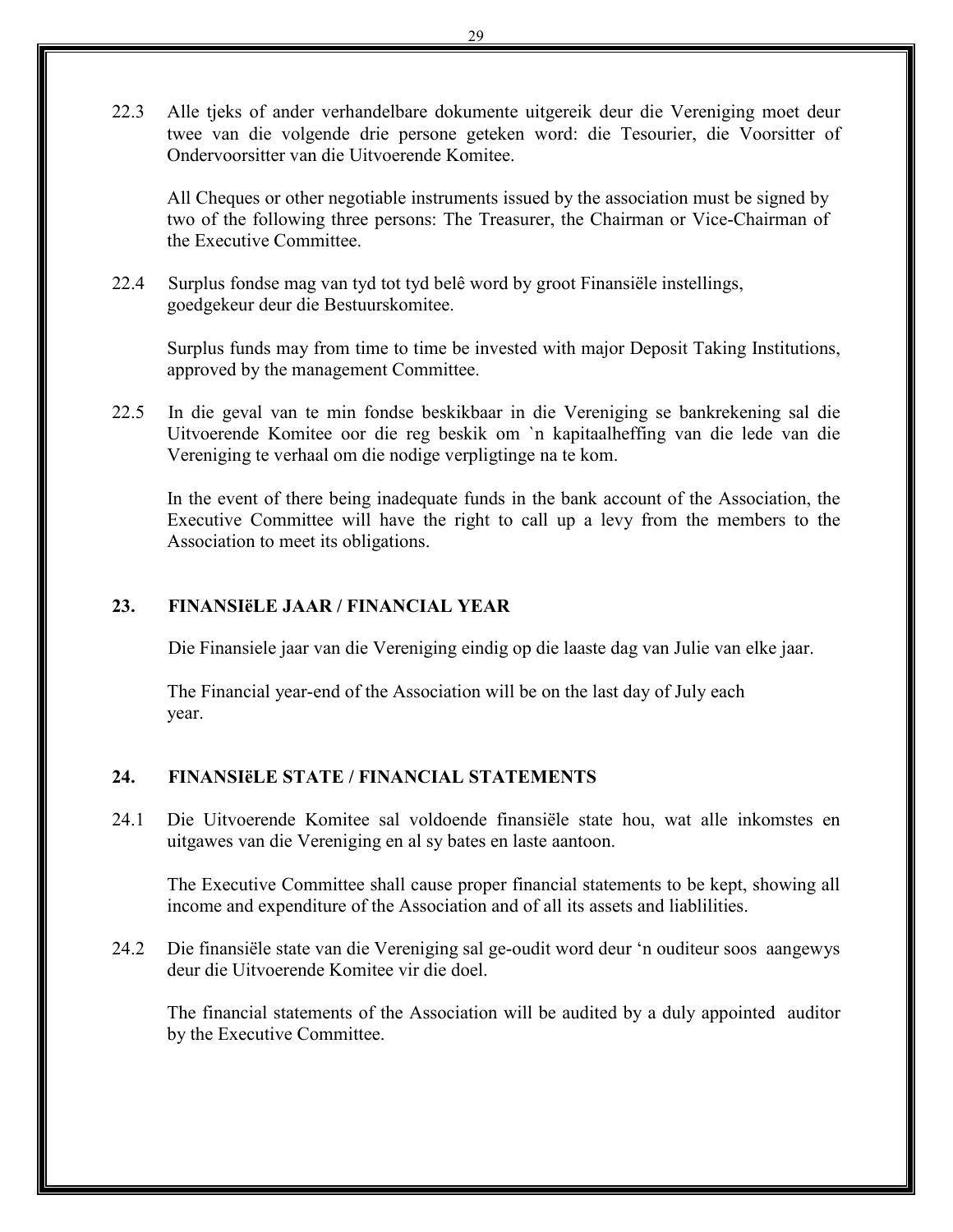22.3 Alle tjeks of ander verhandelbare dokumente uitgereik deur die Vereniging moet deur twee van die volgende drie persone geteken word: die Tesourier, die Voorsitter of Ondervoorsitter van die Uitvoerende Komitee.

All Cheques or other negotiable instruments issued by the association must be signed by two of the following three persons: The Treasurer, the Chairman or Vice-Chairman of the Executive Committee.

22.4 Surplus fondse mag van tyd tot tyd belê word by groot Finansiële instellings, goedgekeur deur die Bestuurskomitee.

Surplus funds may from time to time be invested with major Deposit Taking Institutions, approved by the management Committee.

22.5 In die geval van te min fondse beskikbaar in die Vereniging se bankrekening sal die Uitvoerende Komitee oor die reg beskik om `n kapitaalheffing van die lede van die Vereniging te verhaal om die nodige verpligtinge na te kom.

In the event of there being inadequate funds in the bank account of the Association, the Executive Committee will have the right to call up a levy from the members to the Association to meet its obligations.

## 23. FINANSIëLE JAAR / FINANCIAL YEAR

Die Finansiele jaar van die Vereniging eindig op die laaste dag van Julie van elke jaar.

The Financial year-end of the Association will be on the last day of July each year.

## 24. FINANSIëLE STATE / FINANCIAL STATEMENTS

24.1 Die Uitvoerende Komitee sal voldoende finansiële state hou, wat alle inkomstes en uitgawes van die Vereniging en al sy bates en laste aantoon.

The Executive Committee shall cause proper financial statements to be kept, showing all income and expenditure of the Association and of all its assets and liablilities.

24.2 Die finansiële state van die Vereniging sal ge-oudit word deur 'n ouditeur soos aangewys deur die Uitvoerende Komitee vir die doel.

The financial statements of the Association will be audited by a duly appointed auditor by the Executive Committee.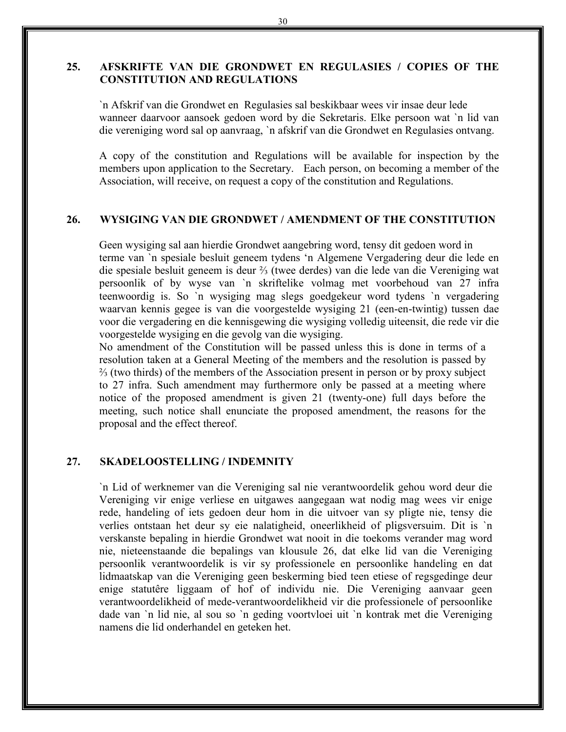## 25. AFSKRIFTE VAN DIE GRONDWET EN REGULASIES / COPIES OF THE CONSTITUTION AND REGULATIONS

`n Afskrif van die Grondwet en Regulasies sal beskikbaar wees vir insae deur lede wanneer daarvoor aansoek gedoen word by die Sekretaris. Elke persoon wat `n lid van die vereniging word sal op aanvraag, `n afskrif van die Grondwet en Regulasies ontvang.

A copy of the constitution and Regulations will be available for inspection by the members upon application to the Secretary. Each person, on becoming a member of the Association, will receive, on request a copy of the constitution and Regulations.

## 26. WYSIGING VAN DIE GRONDWET / AMENDMENT OF THE CONSTITUTION

Geen wysiging sal aan hierdie Grondwet aangebring word, tensy dit gedoen word in terme van `n spesiale besluit geneem tydens 'n Algemene Vergadering deur die lede en die spesiale besluit geneem is deur ⅔ (twee derdes) van die lede van die Vereniging wat persoonlik of by wyse van `n skriftelike volmag met voorbehoud van 27 infra teenwoordig is. So `n wysiging mag slegs goedgekeur word tydens `n vergadering waarvan kennis gegee is van die voorgestelde wysiging 21 (een-en-twintig) tussen dae voor die vergadering en die kennisgewing die wysiging volledig uiteensit, die rede vir die voorgestelde wysiging en die gevolg van die wysiging.

No amendment of the Constitution will be passed unless this is done in terms of a resolution taken at a General Meeting of the members and the resolution is passed by ⅔ (two thirds) of the members of the Association present in person or by proxy subject to 27 infra. Such amendment may furthermore only be passed at a meeting where notice of the proposed amendment is given 21 (twenty-one) full days before the meeting, such notice shall enunciate the proposed amendment, the reasons for the proposal and the effect thereof.

## 27. SKADELOOSTELLING / INDEMNITY

`n Lid of werknemer van die Vereniging sal nie verantwoordelik gehou word deur die Vereniging vir enige verliese en uitgawes aangegaan wat nodig mag wees vir enige rede, handeling of iets gedoen deur hom in die uitvoer van sy pligte nie, tensy die verlies ontstaan het deur sy eie nalatigheid, oneerlikheid of pligsversuim. Dit is `n verskanste bepaling in hierdie Grondwet wat nooit in die toekoms verander mag word nie, nieteenstaande die bepalings van klousule 26, dat elke lid van die Vereniging persoonlik verantwoordelik is vir sy professionele en persoonlike handeling en dat lidmaatskap van die Vereniging geen beskerming bied teen etiese of regsgedinge deur enige statutêre liggaam of hof of individu nie. Die Vereniging aanvaar geen verantwoordelikheid of mede-verantwoordelikheid vir die professionele of persoonlike dade van `n lid nie, al sou so `n geding voortvloei uit `n kontrak met die Vereniging namens die lid onderhandel en geteken het.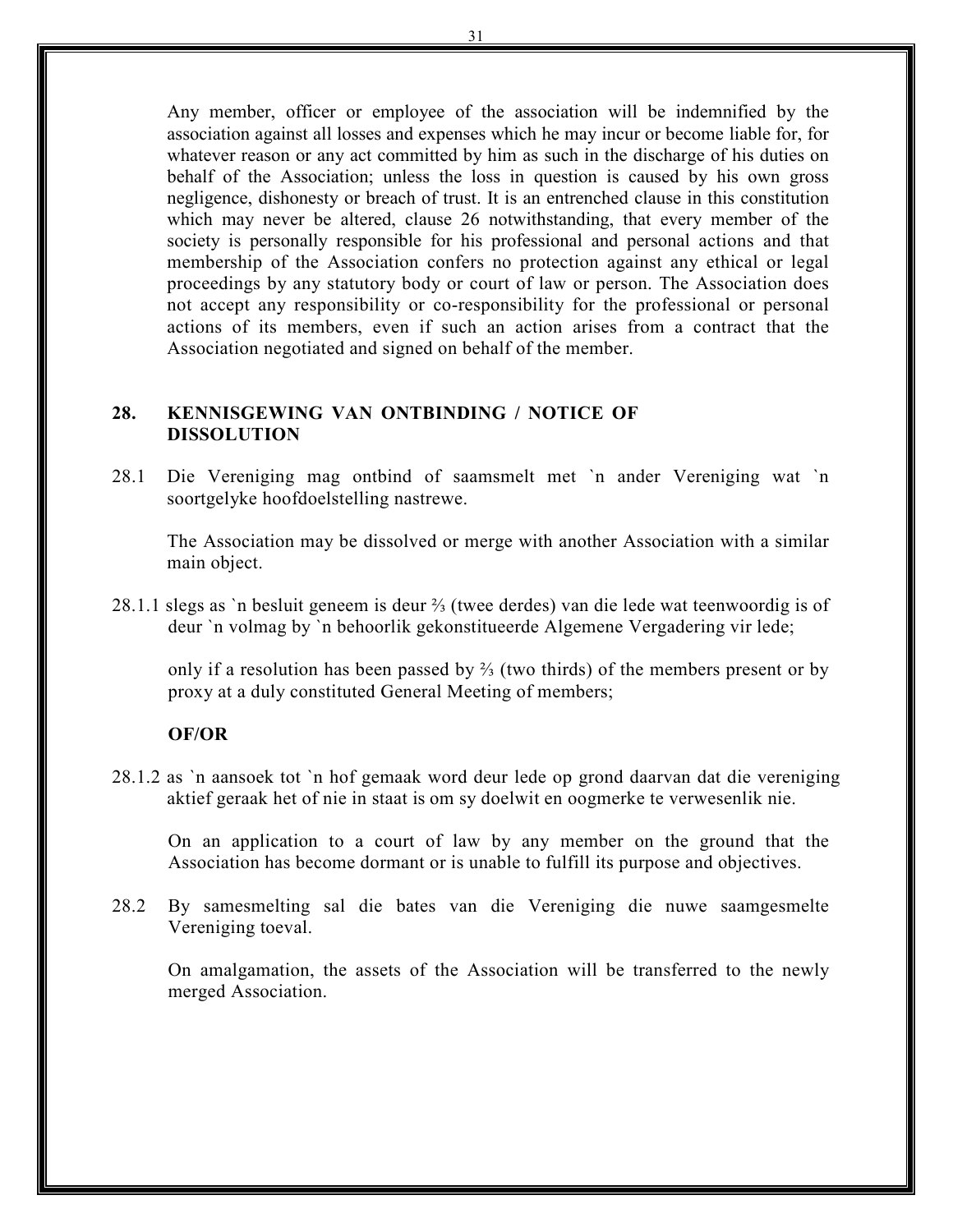Any member, officer or employee of the association will be indemnified by the association against all losses and expenses which he may incur or become liable for, for whatever reason or any act committed by him as such in the discharge of his duties on behalf of the Association; unless the loss in question is caused by his own gross negligence, dishonesty or breach of trust. It is an entrenched clause in this constitution which may never be altered, clause 26 notwithstanding, that every member of the society is personally responsible for his professional and personal actions and that membership of the Association confers no protection against any ethical or legal proceedings by any statutory body or court of law or person. The Association does not accept any responsibility or co-responsibility for the professional or personal actions of its members, even if such an action arises from a contract that the Association negotiated and signed on behalf of the member.

## 28. KENNISGEWING VAN ONTBINDING / NOTICE OF DISSOLUTION

28.1 Die Vereniging mag ontbind of saamsmelt met `n ander Vereniging wat `n soortgelyke hoofdoelstelling nastrewe.

The Association may be dissolved or merge with another Association with a similar main object.

28.1.1 slegs as `n besluit geneem is deur ⅔ (twee derdes) van die lede wat teenwoordig is of deur `n volmag by `n behoorlik gekonstitueerde Algemene Vergadering vir lede;

only if a resolution has been passed by ⅔ (two thirds) of the members present or by proxy at a duly constituted General Meeting of members;

**OF/OR**

28.1.2 as `n aansoek tot `n hof gemaak word deur lede op grond daarvan dat die vereniging aktief geraak het of nie in staat is om sy doelwit en oogmerke te verwesenlik nie.

On an application to a court of law by any member on the ground that the Association has become dormant or is unable to fulfill its purpose and objectives.

28.2 By samesmelting sal die bates van die Vereniging die nuwe saamgesmelte Vereniging toeval.

On amalgamation, the assets of the Association will be transferred to the newly merged Association.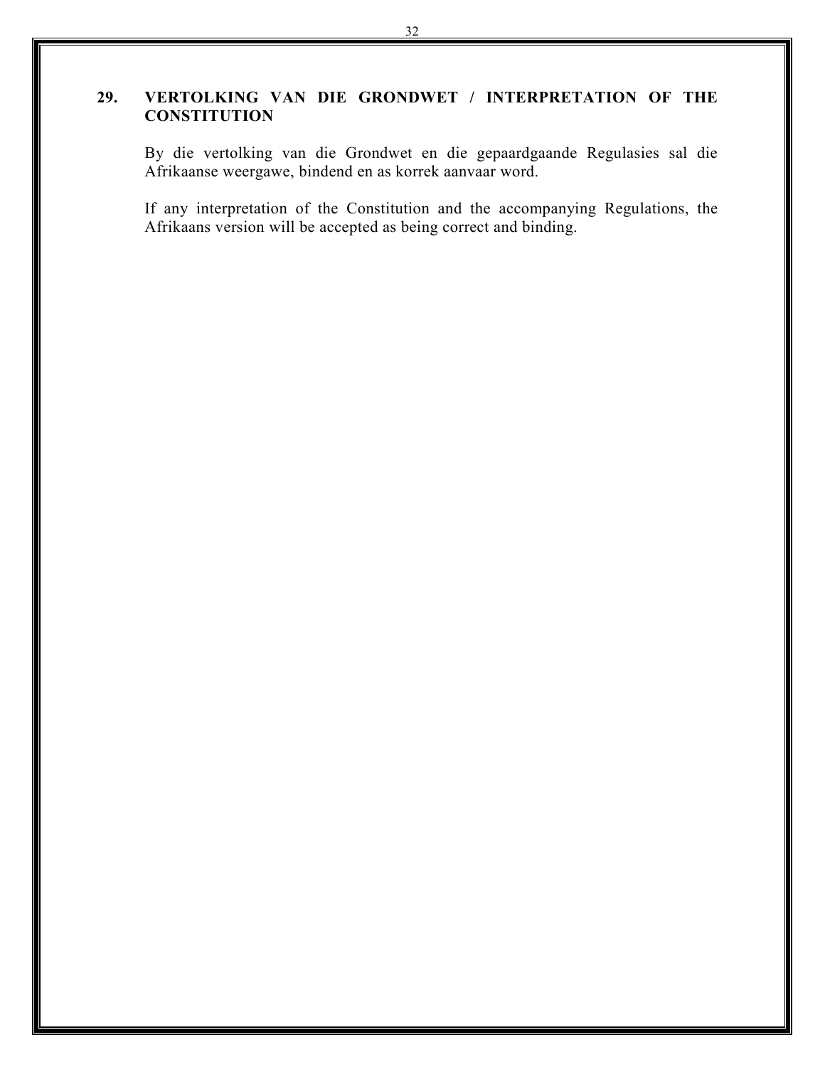## 29. VERTOLKING VAN DIE GRONDWET / INTERPRETATION OF THE CONSTITUTION

By die vertolking van die Grondwet en die gepaardgaande Regulasies sal die Afrikaanse weergawe, bindend en as korrek aanvaar word.

If any interpretation of the Constitution and the accompanying Regulations, the Afrikaans version will be accepted as being correct and binding.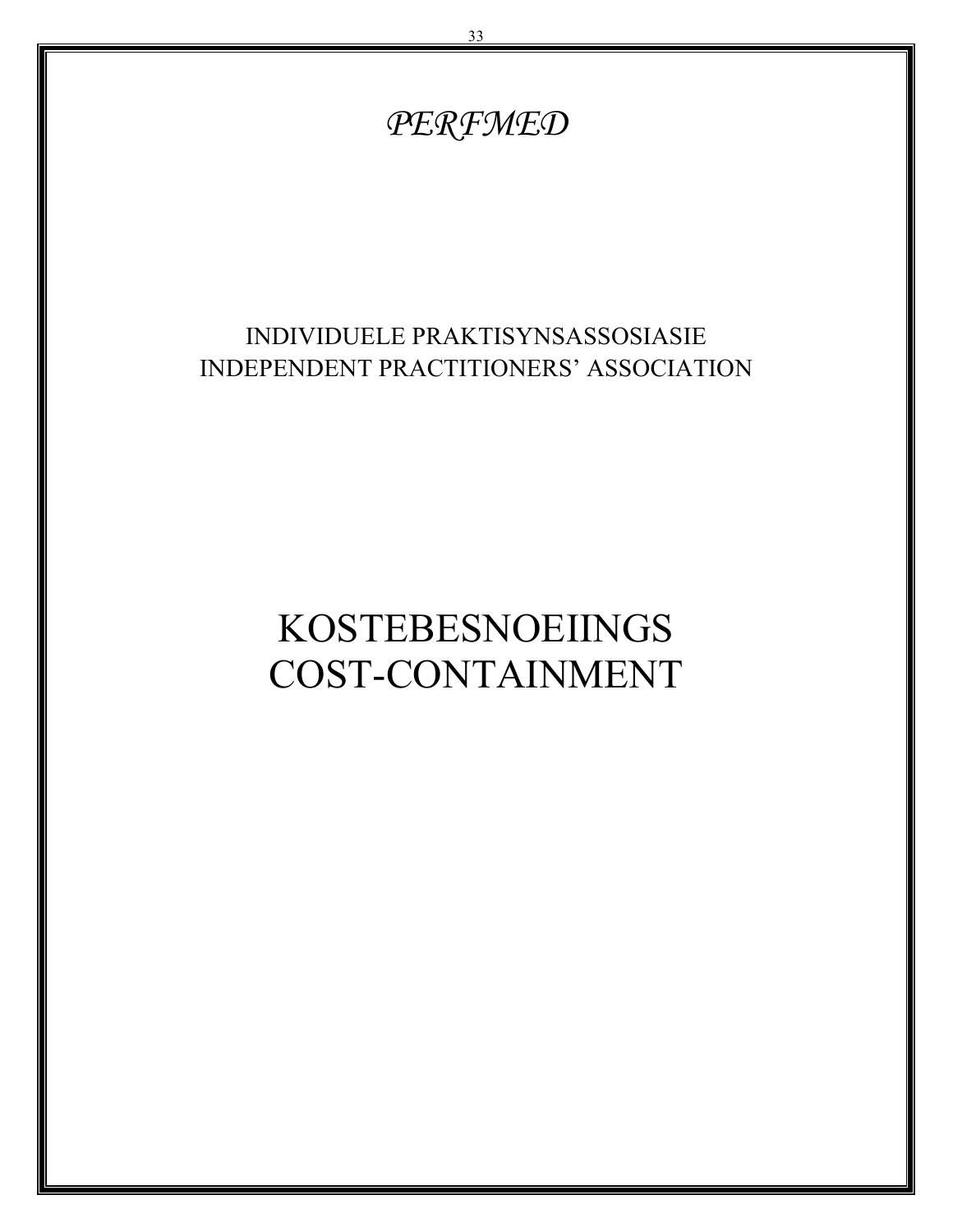*PERFMED*

INDIVIDUELE PRAKTISYNSASSOSIASIE
INDEPENDENT PRACTITIONERS' ASSOCIATION

# KOSTEBESNOEIINGS
# COST-CONTAINMENT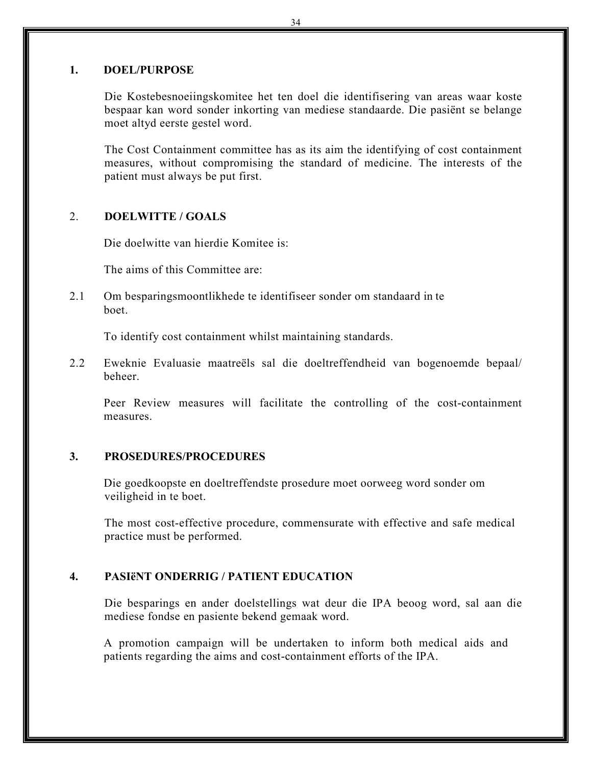## 1. DOEL/PURPOSE

Die Kostebesnoeiingskomitee het ten doel die identifisering van areas waar koste bespaar kan word sonder inkorting van mediese standaarde. Die pasiënt se belange moet altyd eerste gestel word.

The Cost Containment committee has as its aim the identifying of cost containment measures, without compromising the standard of medicine. The interests of the patient must always be put first.

## 2. DOELWITTE / GOALS

Die doelwitte van hierdie Komitee is:

The aims of this Committee are:

2.1 Om besparingsmoontlikhede te identifiseer sonder om standaard in te boet.

To identify cost containment whilst maintaining standards.

2.2 Eweknie Evaluasie maatreëls sal die doeltreffendheid van bogenoemde bepaal/ beheer.

Peer Review measures will facilitate the controlling of the cost-containment measures.

## 3. PROSEDURES/PROCEDURES

Die goedkoopste en doeltreffendste prosedure moet oorweeg word sonder om veiligheid in te boet.

The most cost-effective procedure, commensurate with effective and safe medical practice must be performed.

## 4. PASIëNT ONDERRIG / PATIENT EDUCATION

Die besparings en ander doelstellings wat deur die IPA beoog word, sal aan die mediese fondse en pasiente bekend gemaak word.

A promotion campaign will be undertaken to inform both medical aids and patients regarding the aims and cost-containment efforts of the IPA.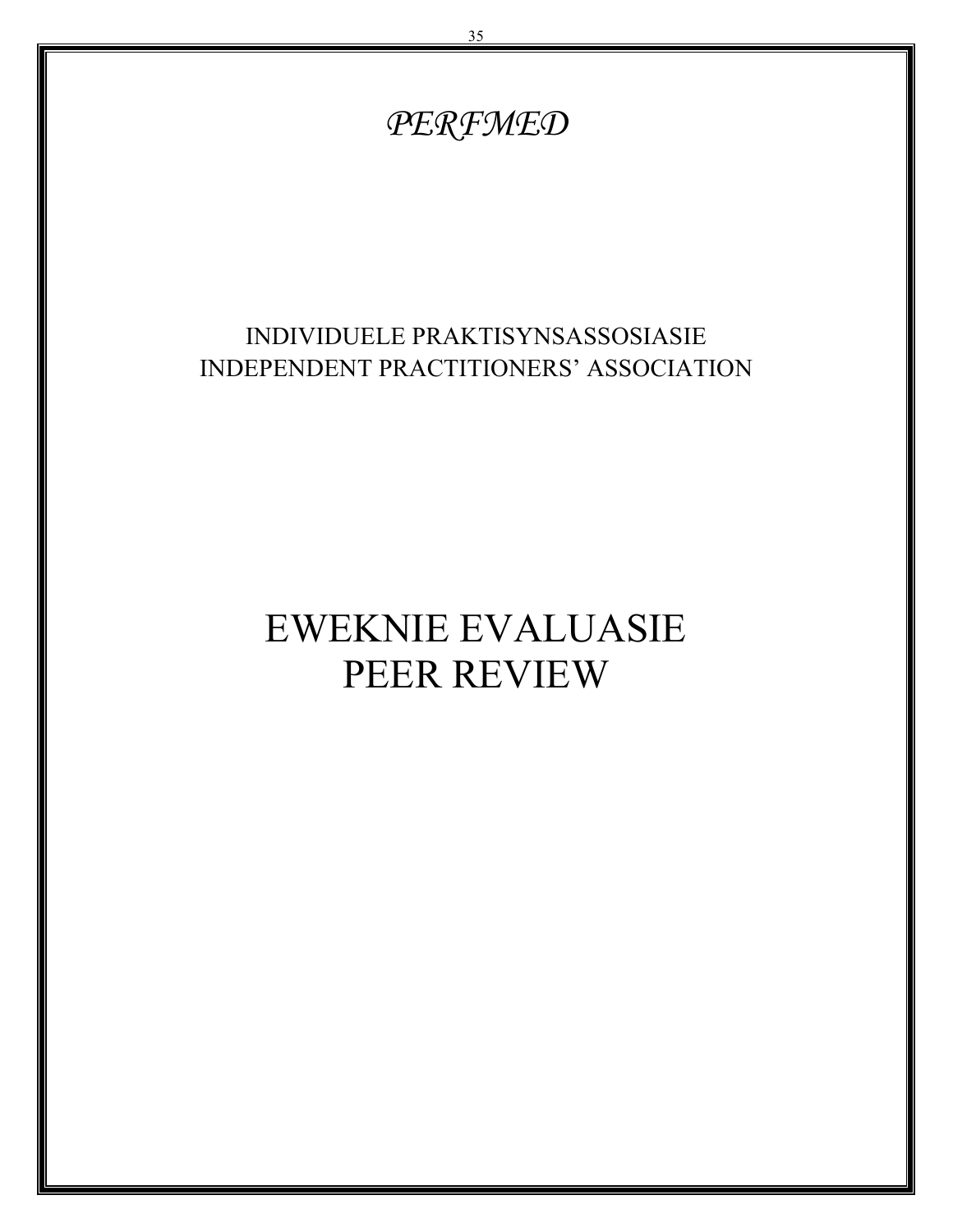*PERFMED*

INDIVIDUELE PRAKTISYNSASSOSIASIE
INDEPENDENT PRACTITIONERS' ASSOCIATION

# EWEKNIE EVALUASIE
# PEER REVIEW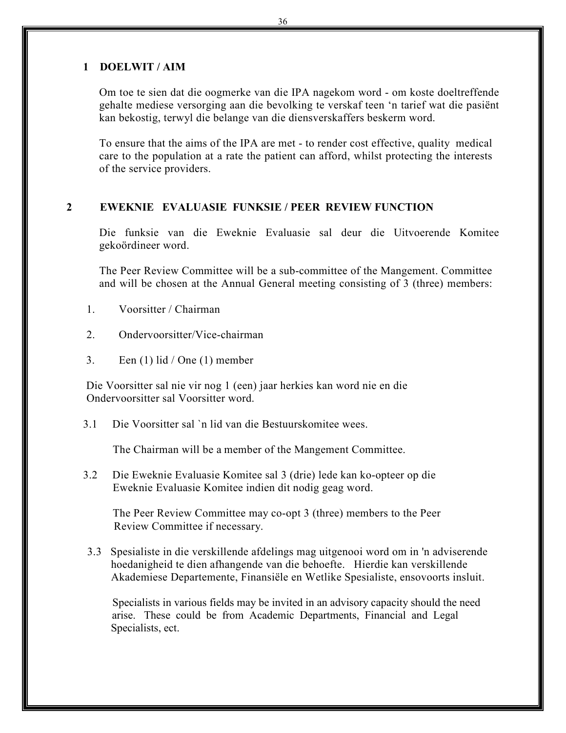## 1 DOELWIT / AIM

Om toe te sien dat die oogmerke van die IPA nagekom word - om koste doeltreffende gehalte mediese versorging aan die bevolking te verskaf teen 'n tarief wat die pasiënt kan bekostig, terwyl die belange van die diensverskaffers beskerm word.

To ensure that the aims of the IPA are met - to render cost effective, quality medical care to the population at a rate the patient can afford, whilst protecting the interests of the service providers.

## 2 EWEKNIE EVALUASIE FUNKSIE / PEER REVIEW FUNCTION

Die funksie van die Eweknie Evaluasie sal deur die Uitvoerende Komitee gekoördineer word.

The Peer Review Committee will be a sub-committee of the Mangement. Committee and will be chosen at the Annual General meeting consisting of 3 (three) members:

1. Voorsitter / Chairman
2. Ondervoorsitter/Vice-chairman
3. Een (1) lid / One (1) member

Die Voorsitter sal nie vir nog 1 (een) jaar herkies kan word nie en die Ondervoorsitter sal Voorsitter word.

3.1 Die Voorsitter sal `n lid van die Bestuurskomitee wees.

The Chairman will be a member of the Mangement Committee.

3.2 Die Eweknie Evaluasie Komitee sal 3 (drie) lede kan ko-opteer op die Eweknie Evaluasie Komitee indien dit nodig geag word.

The Peer Review Committee may co-opt 3 (three) members to the Peer Review Committee if necessary.

3.3 Spesialiste in die verskillende afdelings mag uitgenooi word om in 'n adviserende hoedanigheid te dien afhangende van die behoefte. Hierdie kan verskillende Akademiese Departemente, Finansiële en Wetlike Spesialiste, ensovoorts insluit.

Specialists in various fields may be invited in an advisory capacity should the need arise. These could be from Academic Departments, Financial and Legal Specialists, ect.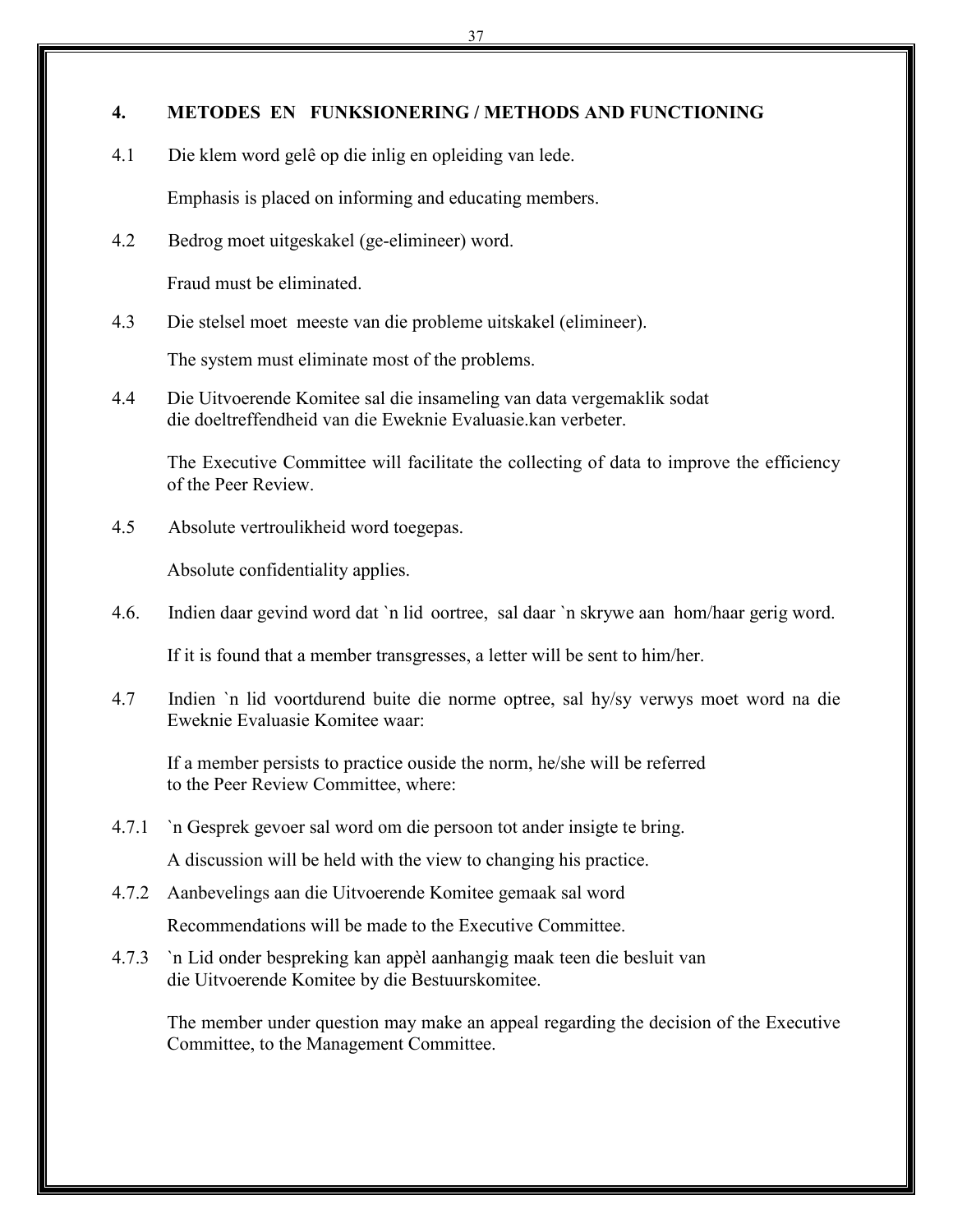## 4. METODES EN FUNKSIONERING / METHODS AND FUNCTIONING

4.1 Die klem word gelê op die inlig en opleiding van lede.

Emphasis is placed on informing and educating members.

4.2 Bedrog moet uitgeskakel (ge-elimineer) word.

Fraud must be eliminated.

4.3 Die stelsel moet meeste van die probleme uitskakel (elimineer).

The system must eliminate most of the problems.

4.4 Die Uitvoerende Komitee sal die insameling van data vergemaklik sodat die doeltreffendheid van die Eweknie Evaluasie.kan verbeter.

The Executive Committee will facilitate the collecting of data to improve the efficiency of the Peer Review.

4.5 Absolute vertroulikheid word toegepas.

Absolute confidentiality applies.

4.6. Indien daar gevind word dat `n lid oortree, sal daar `n skrywe aan hom/haar gerig word.

If it is found that a member transgresses, a letter will be sent to him/her.

4.7 Indien `n lid voortdurend buite die norme optree, sal hy/sy verwys moet word na die Eweknie Evaluasie Komitee waar:

If a member persists to practice ouside the norm, he/she will be referred to the Peer Review Committee, where:

4.7.1 `n Gesprek gevoer sal word om die persoon tot ander insigte te bring.

A discussion will be held with the view to changing his practice.

4.7.2 Aanbevelings aan die Uitvoerende Komitee gemaak sal word

Recommendations will be made to the Executive Committee.

4.7.3 `n Lid onder bespreking kan appèl aanhangig maak teen die besluit van die Uitvoerende Komitee by die Bestuurskomitee.

The member under question may make an appeal regarding the decision of the Executive Committee, to the Management Committee.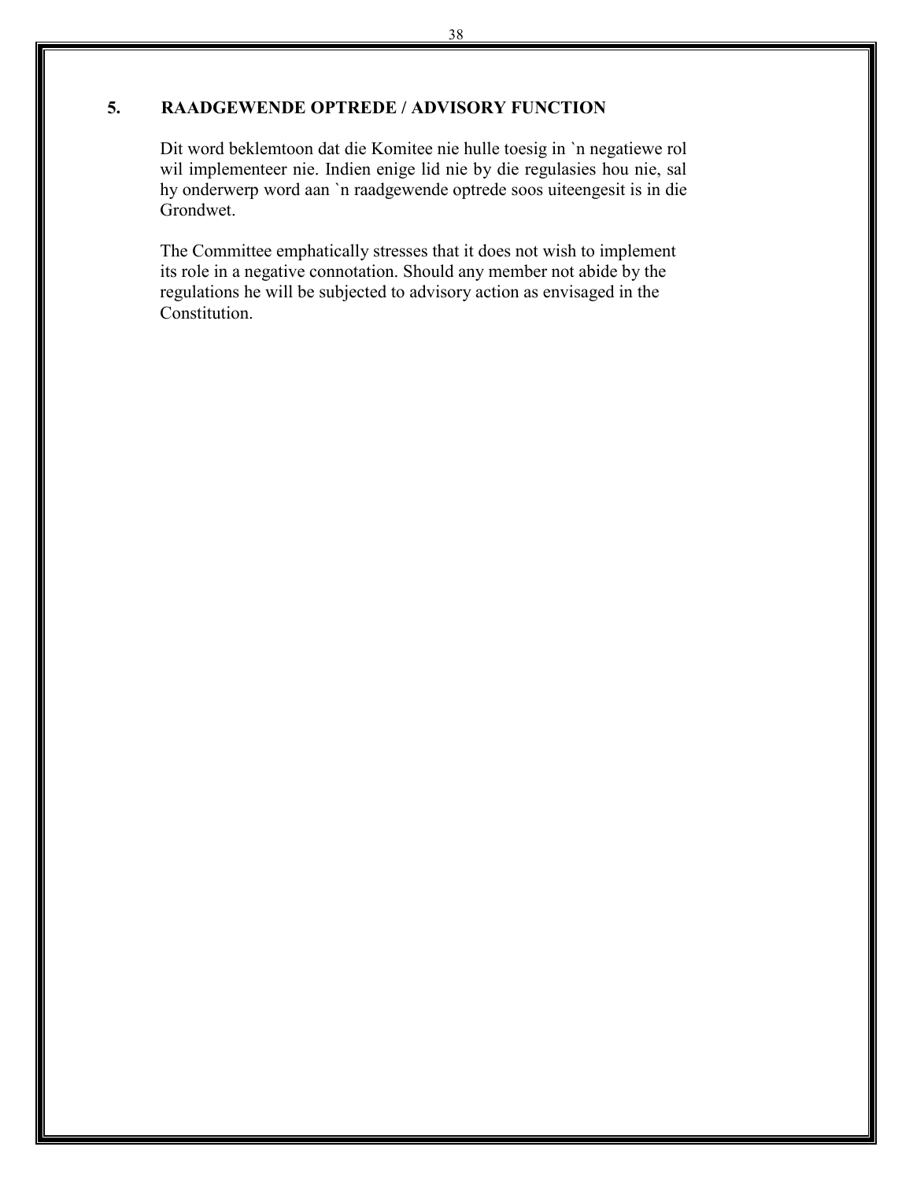## 5. RAADGEWENDE OPTREDE / ADVISORY FUNCTION

Dit word beklemtoon dat die Komitee nie hulle toesig in `n negatiewe rol wil implementeer nie. Indien enige lid nie by die regulasies hou nie, sal hy onderwerp word aan `n raadgewende optrede soos uiteengesit is in die Grondwet.

The Committee emphatically stresses that it does not wish to implement its role in a negative connotation. Should any member not abide by the regulations he will be subjected to advisory action as envisaged in the Constitution.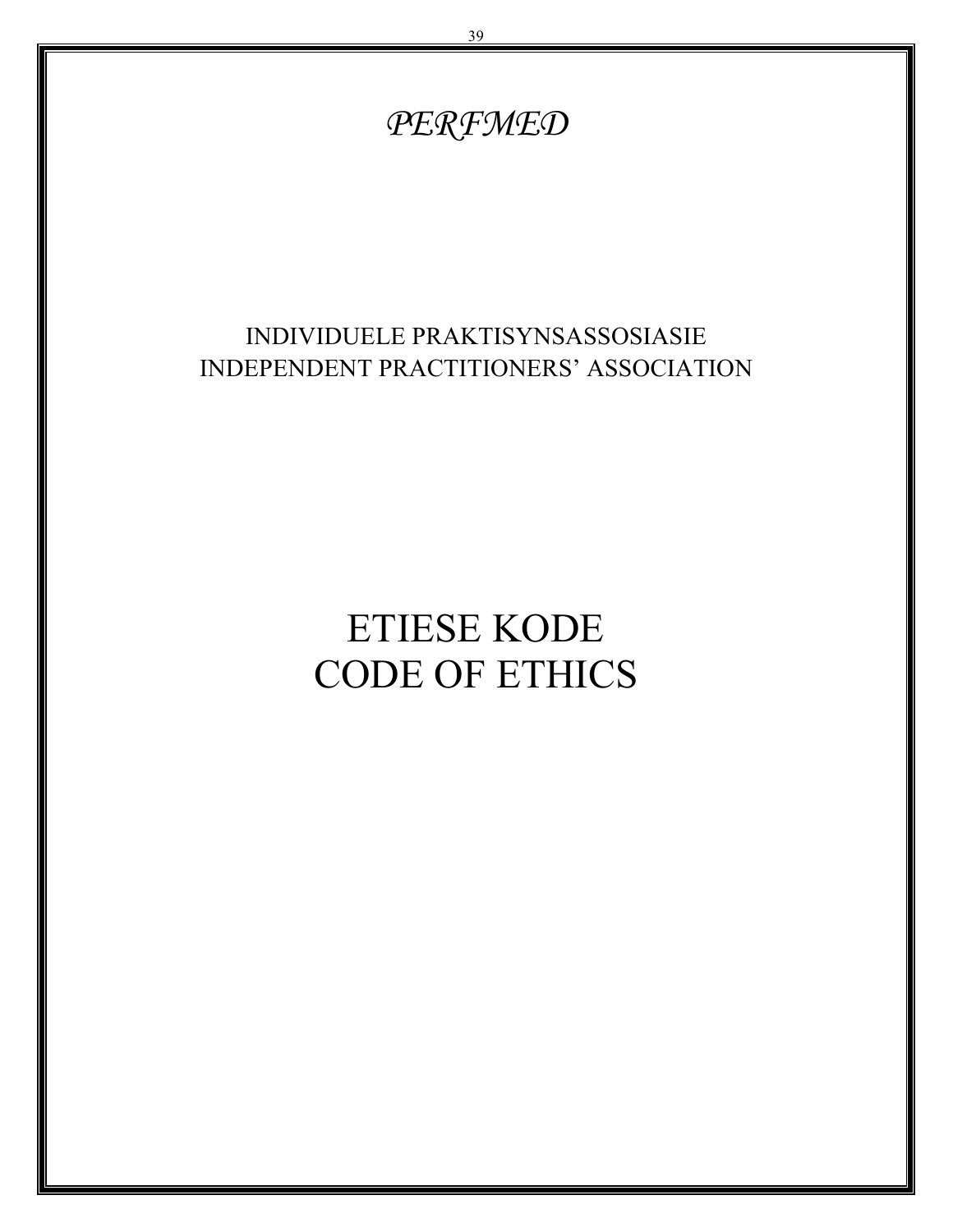*PERFMED*

INDIVIDUELE PRAKTISYNSASSOSIASIE
INDEPENDENT PRACTITIONERS' ASSOCIATION

# ETIESE KODE
# CODE OF ETHICS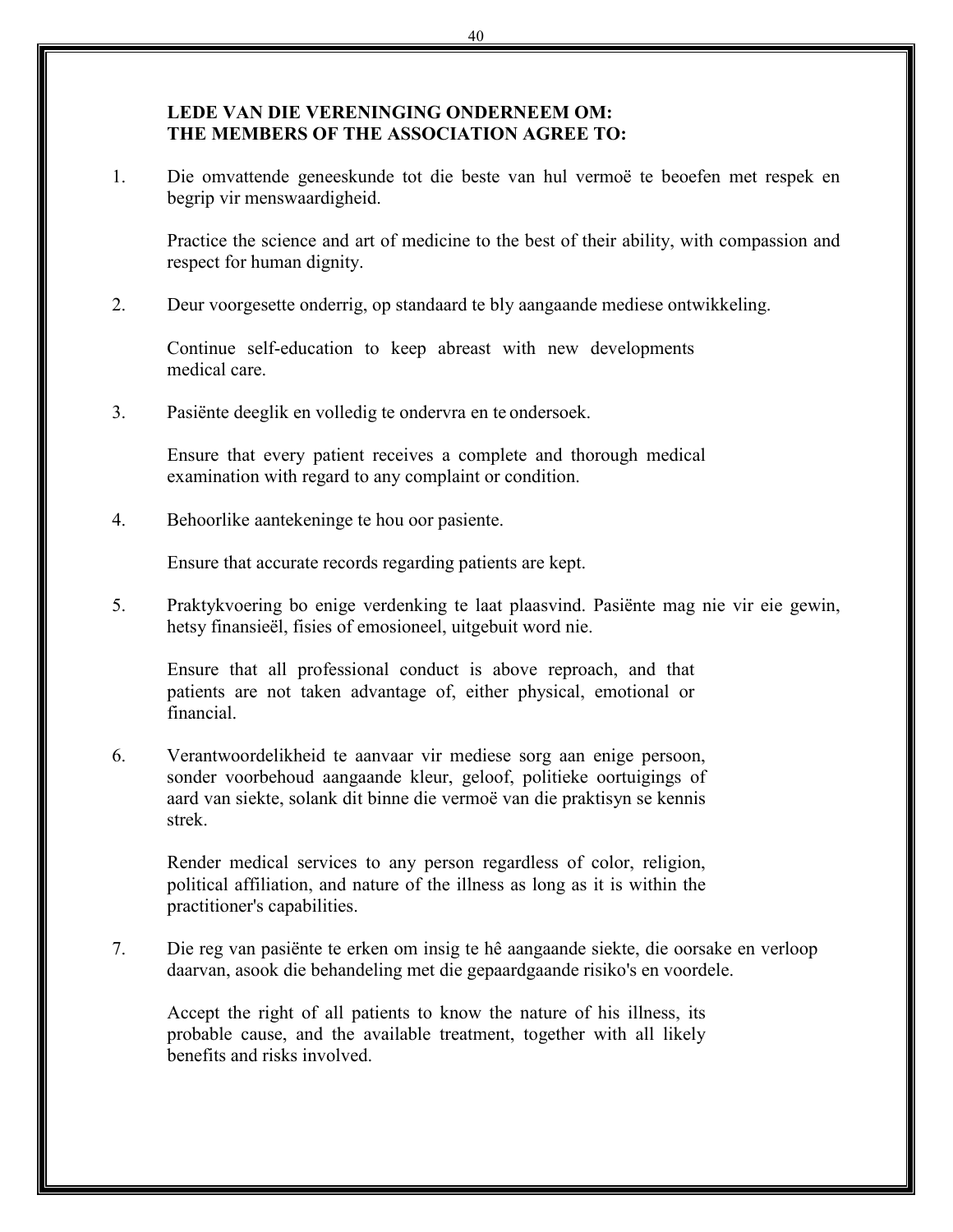**LEDE VAN DIE VERENINGING ONDERNEEM OM:**
**THE MEMBERS OF THE ASSOCIATION AGREE TO:**

1. Die omvattende geneeskunde tot die beste van hul vermoë te beoefen met respek en begrip vir menswaardigheid.

   Practice the science and art of medicine to the best of their ability, with compassion and respect for human dignity.

2. Deur voorgesette onderrig, op standaard te bly aangaande mediese ontwikkeling.

   Continue self-education to keep abreast with new developments medical care.

3. Pasiënte deeglik en volledig te ondervra en te ondersoek.

   Ensure that every patient receives a complete and thorough medical examination with regard to any complaint or condition.

4. Behoorlike aantekeninge te hou oor pasiente.

   Ensure that accurate records regarding patients are kept.

5. Praktykvoering bo enige verdenking te laat plaasvind. Pasiënte mag nie vir eie gewin, hetsy finansieël, fisies of emosioneel, uitgebuit word nie.

   Ensure that all professional conduct is above reproach, and that patients are not taken advantage of, either physical, emotional or financial.

6. Verantwoordelikheid te aanvaar vir mediese sorg aan enige persoon, sonder voorbehoud aangaande kleur, geloof, politieke oortuigings of aard van siekte, solank dit binne die vermoë van die praktisyn se kennis strek.

   Render medical services to any person regardless of color, religion, political affiliation, and nature of the illness as long as it is within the practitioner's capabilities.

7. Die reg van pasiënte te erken om insig te hê aangaande siekte, die oorsake en verloop daarvan, asook die behandeling met die gepaardgaande risiko's en voordele.

   Accept the right of all patients to know the nature of his illness, its probable cause, and the available treatment, together with all likely benefits and risks involved.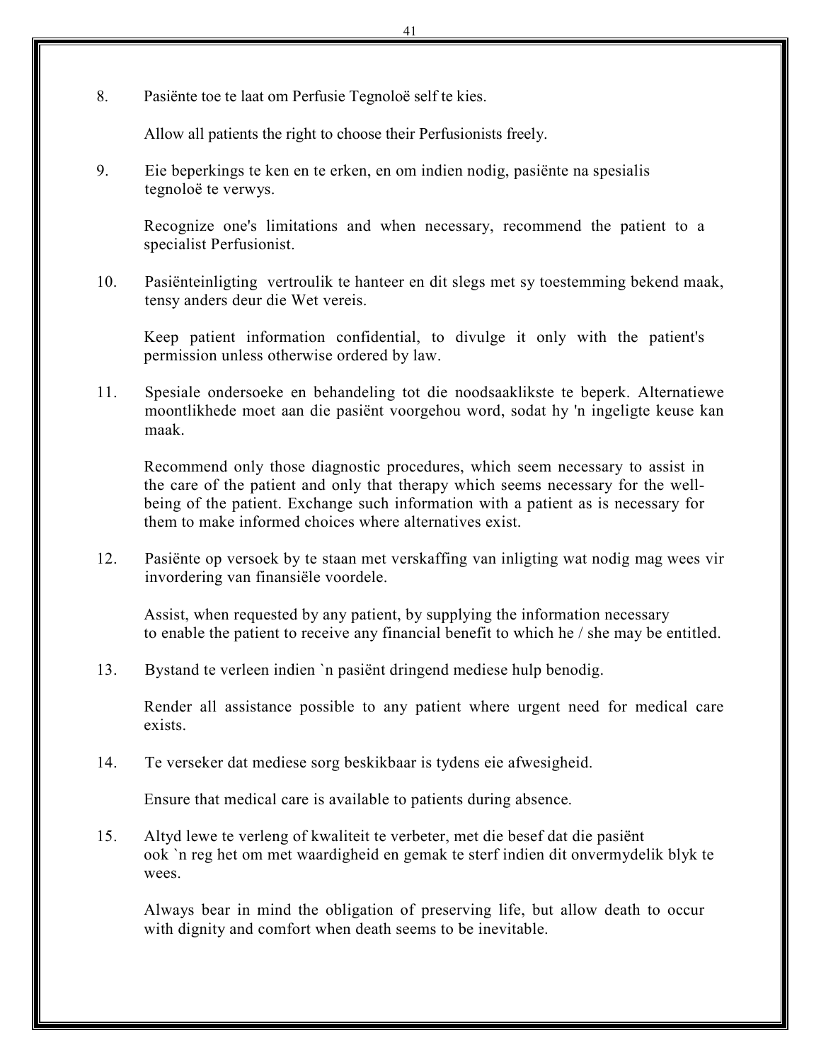8. Pasiënte toe te laat om Perfusie Tegnoloë self te kies.

   Allow all patients the right to choose their Perfusionists freely.

9. Eie beperkings te ken en te erken, en om indien nodig, pasiënte na spesialis tegnoloë te verwys.

   Recognize one's limitations and when necessary, recommend the patient to a specialist Perfusionist.

10. Pasiënteinligting vertroulik te hanteer en dit slegs met sy toestemming bekend maak, tensy anders deur die Wet vereis.

    Keep patient information confidential, to divulge it only with the patient's permission unless otherwise ordered by law.

11. Spesiale ondersoeke en behandeling tot die noodsaaklikste te beperk. Alternatiewe moontlikhede moet aan die pasiënt voorgehou word, sodat hy 'n ingeligte keuse kan maak.

    Recommend only those diagnostic procedures, which seem necessary to assist in the care of the patient and only that therapy which seems necessary for the well-being of the patient. Exchange such information with a patient as is necessary for them to make informed choices where alternatives exist.

12. Pasiënte op versoek by te staan met verskaffing van inligting wat nodig mag wees vir invordering van finansiële voordele.

    Assist, when requested by any patient, by supplying the information necessary to enable the patient to receive any financial benefit to which he / she may be entitled.

13. Bystand te verleen indien `n pasiënt dringend mediese hulp benodig.

    Render all assistance possible to any patient where urgent need for medical care exists.

14. Te verseker dat mediese sorg beskikbaar is tydens eie afwesigheid.

    Ensure that medical care is available to patients during absence.

15. Altyd lewe te verleng of kwaliteit te verbeter, met die besef dat die pasiënt ook `n reg het om met waardigheid en gemak te sterf indien dit onvermydelik blyk te wees.

    Always bear in mind the obligation of preserving life, but allow death to occur with dignity and comfort when death seems to be inevitable.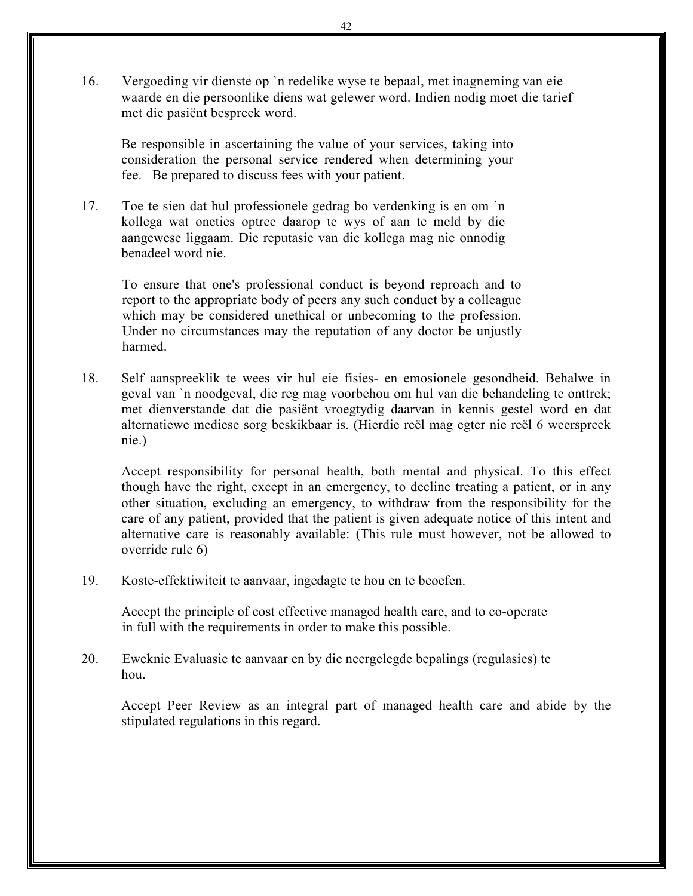16. Vergoeding vir dienste op `n redelike wyse te bepaal, met inagneming van eie waarde en die persoonlike diens wat gelewer word. Indien nodig moet die tarief met die pasiënt bespreek word.

    Be responsible in ascertaining the value of your services, taking into consideration the personal service rendered when determining your fee. Be prepared to discuss fees with your patient.

17. Toe te sien dat hul professionele gedrag bo verdenking is en om `n kollega wat oneties optree daarop te wys of aan te meld by die aangewese liggaam. Die reputasie van die kollega mag nie onnodig benadeel word nie.

    To ensure that one's professional conduct is beyond reproach and to report to the appropriate body of peers any such conduct by a colleague which may be considered unethical or unbecoming to the profession. Under no circumstances may the reputation of any doctor be unjustly harmed.

18. Self aanspreeklik te wees vir hul eie fisies- en emosionele gesondheid. Behalwe in geval van `n noodgeval, die reg mag voorbehou om hul van die behandeling te onttrek; met dienverstande dat die pasiënt vroegtydig daarvan in kennis gestel word en dat alternatiewe mediese sorg beskikbaar is. (Hierdie reël mag egter nie reël 6 weerspreek nie.)

    Accept responsibility for personal health, both mental and physical. To this effect though have the right, except in an emergency, to decline treating a patient, or in any other situation, excluding an emergency, to withdraw from the responsibility for the care of any patient, provided that the patient is given adequate notice of this intent and alternative care is reasonably available: (This rule must however, not be allowed to override rule 6)

19. Koste-effektiwiteit te aanvaar, ingedagte te hou en te beoefen.

    Accept the principle of cost effective managed health care, and to co-operate in full with the requirements in order to make this possible.

20. Eweknie Evaluasie te aanvaar en by die neergelegde bepalings (regulasies) te hou.

    Accept Peer Review as an integral part of managed health care and abide by the stipulated regulations in this regard.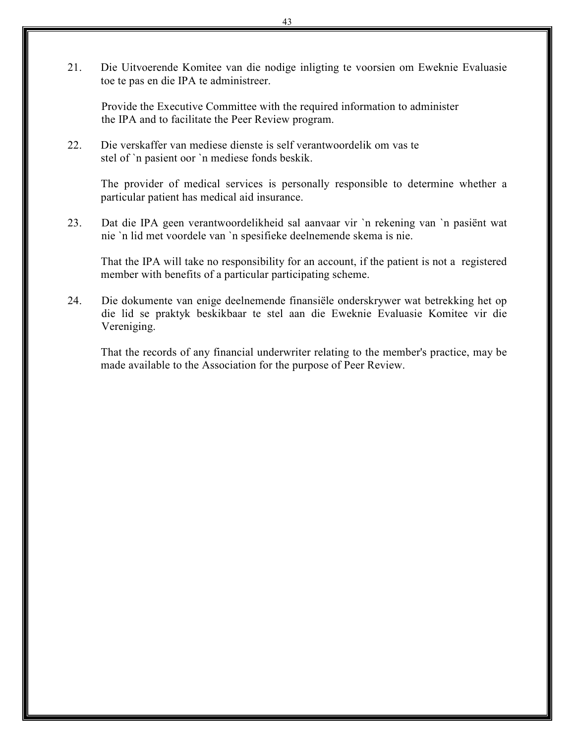21. Die Uitvoerende Komitee van die nodige inligting te voorsien om Eweknie Evaluasie toe te pas en die IPA te administreer.

    Provide the Executive Committee with the required information to administer the IPA and to facilitate the Peer Review program.

22. Die verskaffer van mediese dienste is self verantwoordelik om vas te stel of `n pasient oor `n mediese fonds beskik.

    The provider of medical services is personally responsible to determine whether a particular patient has medical aid insurance.

23. Dat die IPA geen verantwoordelikheid sal aanvaar vir `n rekening van `n pasiënt wat nie `n lid met voordele van `n spesifieke deelnemende skema is nie.

    That the IPA will take no responsibility for an account, if the patient is not a registered member with benefits of a particular participating scheme.

24. Die dokumente van enige deelnemende finansiële onderskrywer wat betrekking het op die lid se praktyk beskikbaar te stel aan die Eweknie Evaluasie Komitee vir die Vereniging.

    That the records of any financial underwriter relating to the member's practice, may be made available to the Association for the purpose of Peer Review.